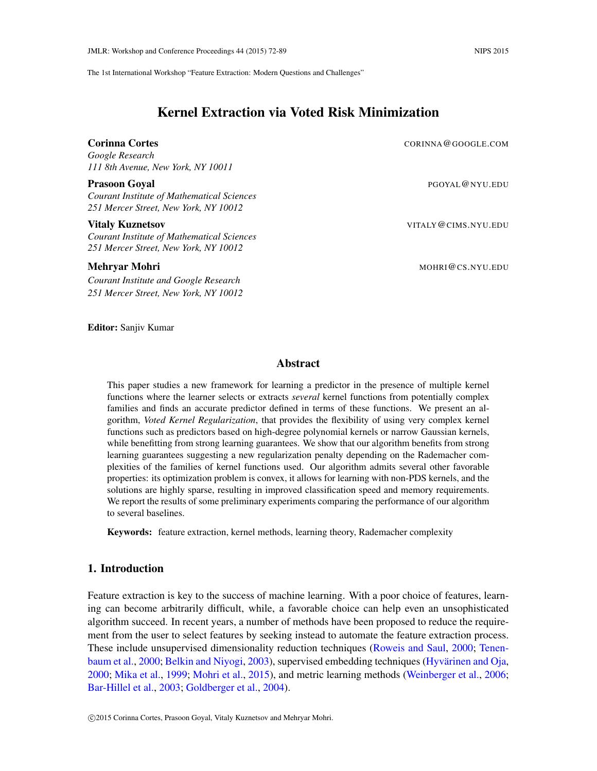# Kernel Extraction via Voted Risk Minimization

**Corinna Cortes** CORINNA@GOOGLE.COM
*Google Research*
*111 8th Avenue, New York, NY 10011*

**Prasoon Goyal** PGOYAL@NYU.EDU
*Courant Institute of Mathematical Sciences*
*251 Mercer Street, New York, NY 10012*

**Vitaly Kuznetsov** VITALY@CIMS.NYU.EDU
*Courant Institute of Mathematical Sciences*
*251 Mercer Street, New York, NY 10012*

**Mehryar Mohri** MOHRI@CS.NYU.EDU
*Courant Institute and Google Research*
*251 Mercer Street, New York, NY 10012*

**Editor:** Sanjiv Kumar

## Abstract

This paper studies a new framework for learning a predictor in the presence of multiple kernel functions where the learner selects or extracts *several* kernel functions from potentially complex families and finds an accurate predictor defined in terms of these functions. We present an algorithm, *Voted Kernel Regularization*, that provides the flexibility of using very complex kernel functions such as predictors based on high-degree polynomial kernels or narrow Gaussian kernels, while benefitting from strong learning guarantees. We show that our algorithm benefits from strong learning guarantees suggesting a new regularization penalty depending on the Rademacher complexities of the families of kernel functions used. Our algorithm admits several other favorable properties: its optimization problem is convex, it allows for learning with non-PDS kernels, and the solutions are highly sparse, resulting in improved classification speed and memory requirements. We report the results of some preliminary experiments comparing the performance of our algorithm to several baselines.

**Keywords:** feature extraction, kernel methods, learning theory, Rademacher complexity

## 1. Introduction

Feature extraction is key to the success of machine learning. With a poor choice of features, learning can become arbitrarily difficult, while, a favorable choice can help even an unsophisticated algorithm succeed. In recent years, a number of methods have been proposed to reduce the requirement from the user to select features by seeking instead to automate the feature extraction process. These include unsupervised dimensionality reduction techniques (Roweis and Saul, 2000; Tenenbaum et al., 2000; Belkin and Niyogi, 2003), supervised embedding techniques (Hyvärinen and Oja, 2000; Mika et al., 1999; Mohri et al., 2015), and metric learning methods (Weinberger et al., 2006; Bar-Hillel et al., 2003; Goldberger et al., 2004).

©2015 Corinna Cortes, Prasoon Goyal, Vitaly Kuznetsov and Mehryar Mohri.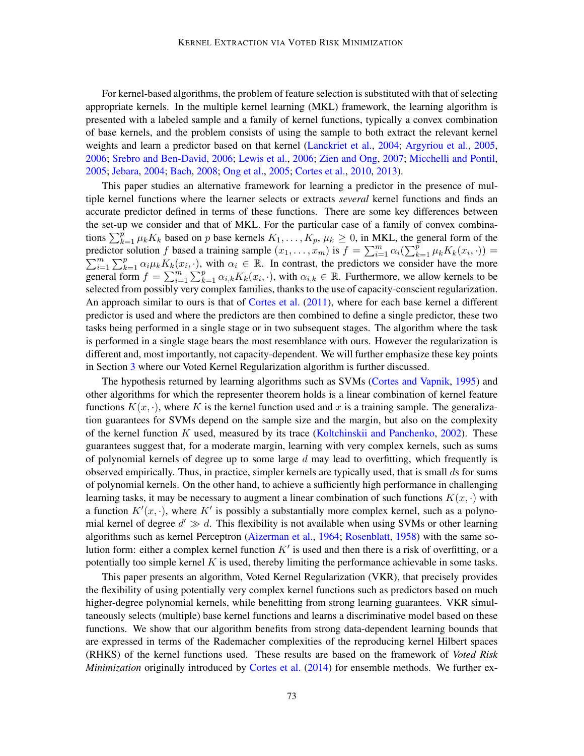For kernel-based algorithms, the problem of feature selection is substituted with that of selecting appropriate kernels. In the multiple kernel learning (MKL) framework, the learning algorithm is presented with a labeled sample and a family of kernel functions, typically a convex combination of base kernels, and the problem consists of using the sample to both extract the relevant kernel weights and learn a predictor based on that kernel (Lanckriet et al., 2004; Argyriou et al., 2005, 2006; Srebro and Ben-David, 2006; Lewis et al., 2006; Zien and Ong, 2007; Micchelli and Pontil, 2005; Jebara, 2004; Bach, 2008; Ong et al., 2005; Cortes et al., 2010, 2013).

This paper studies an alternative framework for learning a predictor in the presence of multiple kernel functions where the learner selects or extracts *several* kernel functions and finds an accurate predictor defined in terms of these functions. There are some key differences between the set-up we consider and that of MKL. For the particular case of a family of convex combinations $\sum_{k=1}^{p} \mu_k K_k$ based on $p$ base kernels $K_1, \ldots, K_p$, $\mu_k \geq 0$, in MKL, the general form of the predictor solution $f$ based a training sample $(x_1, \ldots, x_m)$ is $f = \sum_{i=1}^{m} \alpha_i (\sum_{k=1}^{p} \mu_k K_k(x_i, \cdot)) = \sum_{i=1}^{m} \sum_{k=1}^{p} \alpha_i \mu_k K_k(x_i, \cdot)$, with $\alpha_i \in \mathbb{R}$. In contrast, the predictors we consider have the more general form $f = \sum_{i=1}^{m} \sum_{k=1}^{p} \alpha_{i,k} K_k(x_i, \cdot)$, with $\alpha_{i,k} \in \mathbb{R}$. Furthermore, we allow kernels to be selected from possibly very complex families, thanks to the use of capacity-conscient regularization. An approach similar to ours is that of Cortes et al. (2011), where for each base kernel a different predictor is used and where the predictors are then combined to define a single predictor, these two tasks being performed in a single stage or in two subsequent stages. The algorithm where the task is performed in a single stage bears the most resemblance with ours. However the regularization is different and, most importantly, not capacity-dependent. We will further emphasize these key points in Section 3 where our Voted Kernel Regularization algorithm is further discussed.

The hypothesis returned by learning algorithms such as SVMs (Cortes and Vapnik, 1995) and other algorithms for which the representer theorem holds is a linear combination of kernel feature functions $K(x, \cdot)$, where $K$ is the kernel function used and $x$ is a training sample. The generalization guarantees for SVMs depend on the sample size and the margin, but also on the complexity of the kernel function $K$ used, measured by its trace (Koltchinskii and Panchenko, 2002). These guarantees suggest that, for a moderate margin, learning with very complex kernels, such as sums of polynomial kernels of degree up to some large $d$ may lead to overfitting, which frequently is observed empirically. Thus, in practice, simpler kernels are typically used, that is small $d$s for sums of polynomial kernels. On the other hand, to achieve a sufficiently high performance in challenging learning tasks, it may be necessary to augment a linear combination of such functions $K(x, \cdot)$ with a function $K'(x, \cdot)$, where $K'$ is possibly a substantially more complex kernel, such as a polynomial kernel of degree $d' \gg d$. This flexibility is not available when using SVMs or other learning algorithms such as kernel Perceptron (Aizerman et al., 1964; Rosenblatt, 1958) with the same solution form: either a complex kernel function $K'$ is used and then there is a risk of overfitting, or a potentially too simple kernel $K$ is used, thereby limiting the performance achievable in some tasks.

This paper presents an algorithm, Voted Kernel Regularization (VKR), that precisely provides the flexibility of using potentially very complex kernel functions such as predictors based on much higher-degree polynomial kernels, while benefitting from strong learning guarantees. VKR simultaneously selects (multiple) base kernel functions and learns a discriminative model based on these functions. We show that our algorithm benefits from strong data-dependent learning bounds that are expressed in terms of the Rademacher complexities of the reproducing kernel Hilbert spaces (RHKS) of the kernel functions used. These results are based on the framework of *Voted Risk Minimization* originally introduced by Cortes et al. (2014) for ensemble methods. We further ex-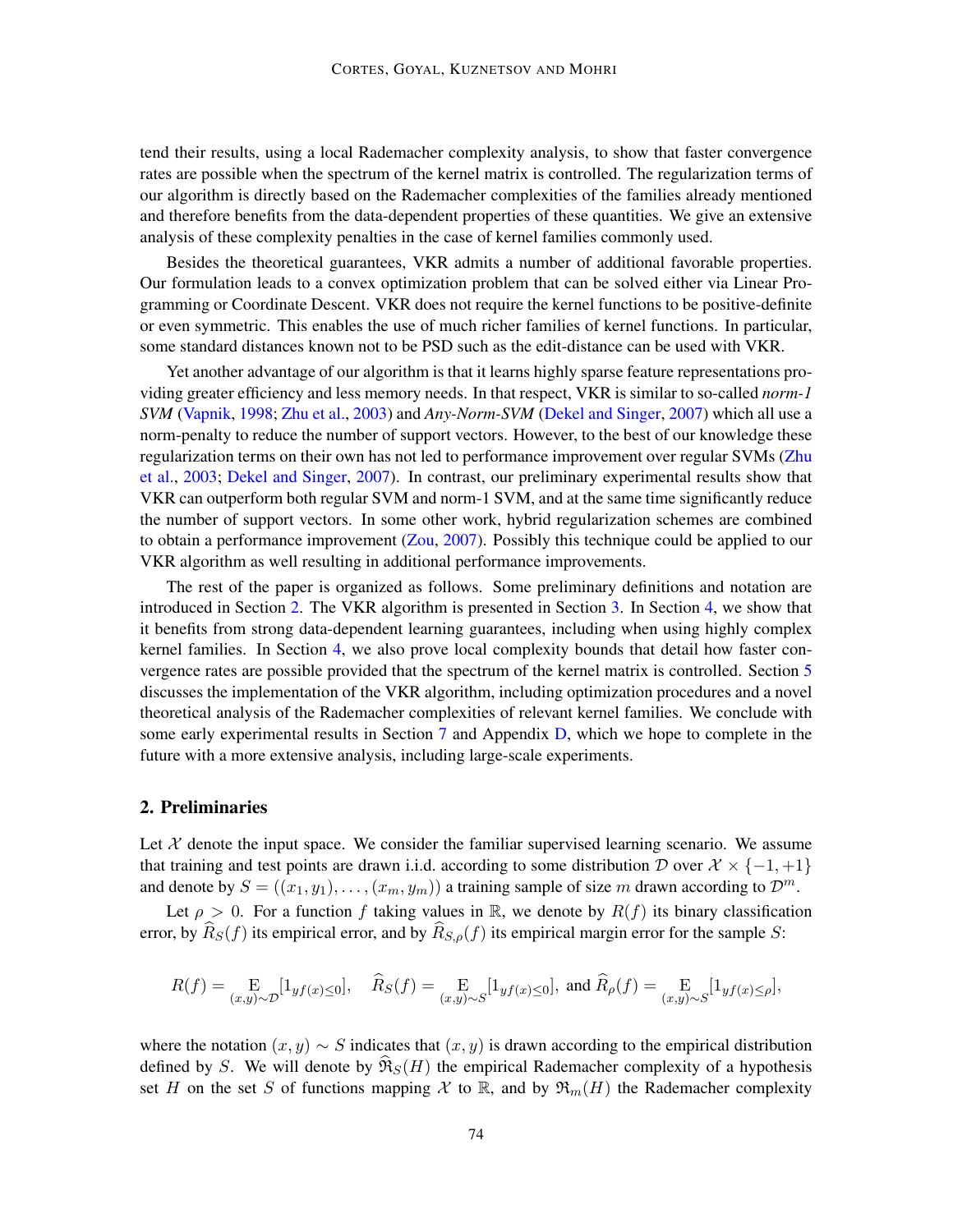tend their results, using a local Rademacher complexity analysis, to show that faster convergence rates are possible when the spectrum of the kernel matrix is controlled. The regularization terms of our algorithm is directly based on the Rademacher complexities of the families already mentioned and therefore benefits from the data-dependent properties of these quantities. We give an extensive analysis of these complexity penalties in the case of kernel families commonly used.

Besides the theoretical guarantees, VKR admits a number of additional favorable properties. Our formulation leads to a convex optimization problem that can be solved either via Linear Programming or Coordinate Descent. VKR does not require the kernel functions to be positive-definite or even symmetric. This enables the use of much richer families of kernel functions. In particular, some standard distances known not to be PSD such as the edit-distance can be used with VKR.

Yet another advantage of our algorithm is that it learns highly sparse feature representations providing greater efficiency and less memory needs. In that respect, VKR is similar to so-called *norm-1 SVM* (Vapnik, 1998; Zhu et al., 2003) and *Any-Norm-SVM* (Dekel and Singer, 2007) which all use a norm-penalty to reduce the number of support vectors. However, to the best of our knowledge these regularization terms on their own has not led to performance improvement over regular SVMs (Zhu et al., 2003; Dekel and Singer, 2007). In contrast, our preliminary experimental results show that VKR can outperform both regular SVM and norm-1 SVM, and at the same time significantly reduce the number of support vectors. In some other work, hybrid regularization schemes are combined to obtain a performance improvement (Zou, 2007). Possibly this technique could be applied to our VKR algorithm as well resulting in additional performance improvements.

The rest of the paper is organized as follows. Some preliminary definitions and notation are introduced in Section 2. The VKR algorithm is presented in Section 3. In Section 4, we show that it benefits from strong data-dependent learning guarantees, including when using highly complex kernel families. In Section 4, we also prove local complexity bounds that detail how faster convergence rates are possible provided that the spectrum of the kernel matrix is controlled. Section 5 discusses the implementation of the VKR algorithm, including optimization procedures and a novel theoretical analysis of the Rademacher complexities of relevant kernel families. We conclude with some early experimental results in Section 7 and Appendix D, which we hope to complete in the future with a more extensive analysis, including large-scale experiments.

## 2. Preliminaries

Let $\mathcal{X}$ denote the input space. We consider the familiar supervised learning scenario. We assume that training and test points are drawn i.i.d. according to some distribution $\mathcal{D}$ over $\mathcal{X} \times \{-1, +1\}$ and denote by $S = ((x_1, y_1), \ldots, (x_m, y_m))$ a training sample of size $m$ drawn according to $\mathcal{D}^m$.

Let $\rho > 0$. For a function $f$ taking values in $\mathbb{R}$, we denote by $R(f)$ its binary classification error, by $\widehat{R}_S(f)$ its empirical error, and by $\widehat{R}_{S,\rho}(f)$ its empirical margin error for the sample $S$:

$$R(f) = \mathop{\mathrm{E}}_{(x,y)\sim\mathcal{D}}[1_{yf(x)\leq 0}], \quad \widehat{R}_S(f) = \mathop{\mathrm{E}}_{(x,y)\sim S}[1_{yf(x)\leq 0}], \text{ and } \widehat{R}_\rho(f) = \mathop{\mathrm{E}}_{(x,y)\sim S}[1_{yf(x)\leq \rho}],$$

where the notation $(x, y) \sim S$ indicates that $(x, y)$ is drawn according to the empirical distribution defined by $S$. We will denote by $\widehat{\mathfrak{R}}_S(H)$ the empirical Rademacher complexity of a hypothesis set $H$ on the set $S$ of functions mapping $\mathcal{X}$ to $\mathbb{R}$, and by $\mathfrak{R}_m(H)$ the Rademacher complexity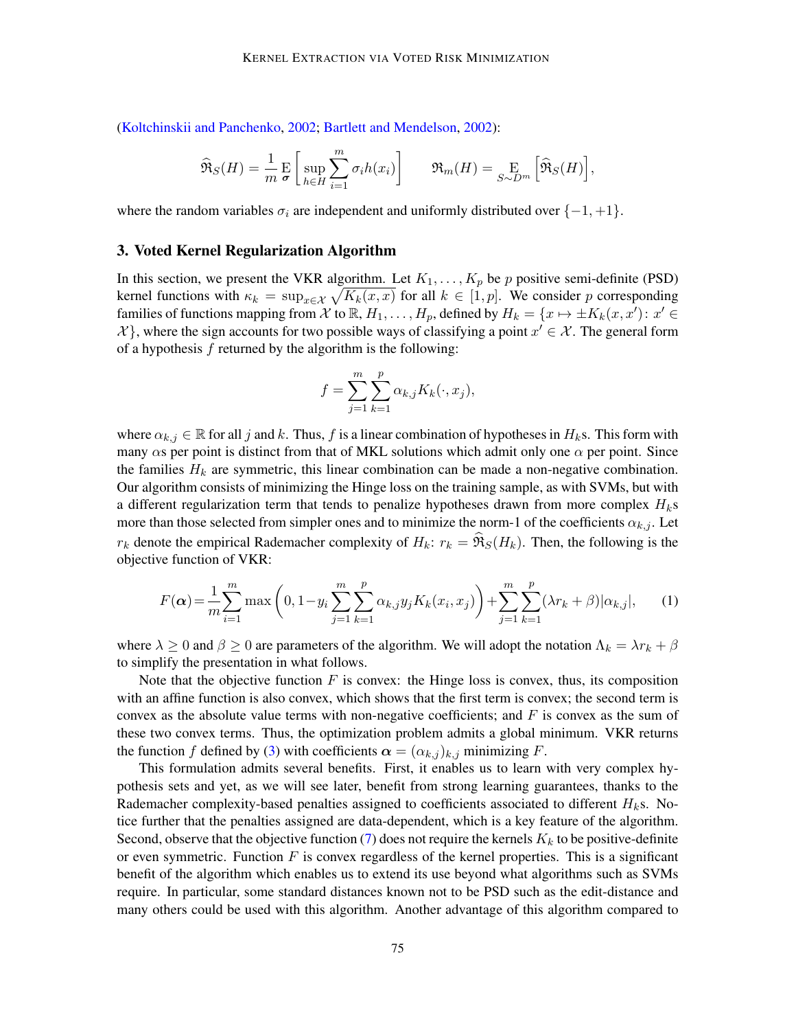(Koltchinskii and Panchenko, 2002; Bartlett and Mendelson, 2002):

$$\widehat{\mathfrak{R}}_S(H) = \frac{1}{m} \operatorname*{E}_{\boldsymbol{\sigma}} \left[ \sup_{h \in H} \sum_{i=1}^{m} \sigma_i h(x_i) \right] \qquad \mathfrak{R}_m(H) = \operatorname*{E}_{S \sim D^m} \left[ \widehat{\mathfrak{R}}_S(H) \right],$$

where the random variables $\sigma_i$ are independent and uniformly distributed over $\{-1, +1\}$.

## 3. Voted Kernel Regularization Algorithm

In this section, we present the VKR algorithm. Let $K_1, \ldots, K_p$ be $p$ positive semi-definite (PSD) kernel functions with $\kappa_k = \sup_{x \in \mathcal{X}} \sqrt{K_k(x, x)}$ for all $k \in [1, p]$. We consider $p$ corresponding families of functions mapping from $\mathcal{X}$ to $\mathbb{R}$, $H_1, \ldots, H_p$, defined by $H_k = \{x \mapsto \pm K_k(x, x') : x' \in \mathcal{X}\}$, where the sign accounts for two possible ways of classifying a point $x' \in \mathcal{X}$. The general form of a hypothesis $f$ returned by the algorithm is the following:

$$f = \sum_{j=1}^{m} \sum_{k=1}^{p} \alpha_{k,j} K_k(\cdot, x_j),$$

where $\alpha_{k,j} \in \mathbb{R}$ for all $j$ and $k$. Thus, $f$ is a linear combination of hypotheses in $H_k$s. This form with many $\alpha$s per point is distinct from that of MKL solutions which admit only one $\alpha$ per point. Since the families $H_k$ are symmetric, this linear combination can be made a non-negative combination. Our algorithm consists of minimizing the Hinge loss on the training sample, as with SVMs, but with a different regularization term that tends to penalize hypotheses drawn from more complex $H_k$s more than those selected from simpler ones and to minimize the norm-1 of the coefficients $\alpha_{k,j}$. Let $r_k$ denote the empirical Rademacher complexity of $H_k$: $r_k = \widehat{\mathfrak{R}}_S(H_k)$. Then, the following is the objective function of VKR:

$$F(\boldsymbol{\alpha}) = \frac{1}{m} \sum_{i=1}^{m} \max\left(0, 1 - y_i \sum_{j=1}^{m} \sum_{k=1}^{p} \alpha_{k,j} y_j K_k(x_i, x_j)\right) + \sum_{j=1}^{m} \sum_{k=1}^{p} (\lambda r_k + \beta) |\alpha_{k,j}|, \tag{1}$$

where $\lambda \geq 0$ and $\beta \geq 0$ are parameters of the algorithm. We will adopt the notation $\Lambda_k = \lambda r_k + \beta$ to simplify the presentation in what follows.

Note that the objective function $F$ is convex: the Hinge loss is convex, thus, its composition with an affine function is also convex, which shows that the first term is convex; the second term is convex as the absolute value terms with non-negative coefficients; and $F$ is convex as the sum of these two convex terms. Thus, the optimization problem admits a global minimum. VKR returns the function $f$ defined by (3) with coefficients $\boldsymbol{\alpha} = (\alpha_{k,j})_{k,j}$ minimizing $F$.

This formulation admits several benefits. First, it enables us to learn with very complex hypothesis sets and yet, as we will see later, benefit from strong learning guarantees, thanks to the Rademacher complexity-based penalties assigned to coefficients associated to different $H_k$s. Notice further that the penalties assigned are data-dependent, which is a key feature of the algorithm. Second, observe that the objective function (7) does not require the kernels $K_k$ to be positive-definite or even symmetric. Function $F$ is convex regardless of the kernel properties. This is a significant benefit of the algorithm which enables us to extend its use beyond what algorithms such as SVMs require. In particular, some standard distances known not to be PSD such as the edit-distance and many others could be used with this algorithm. Another advantage of this algorithm compared to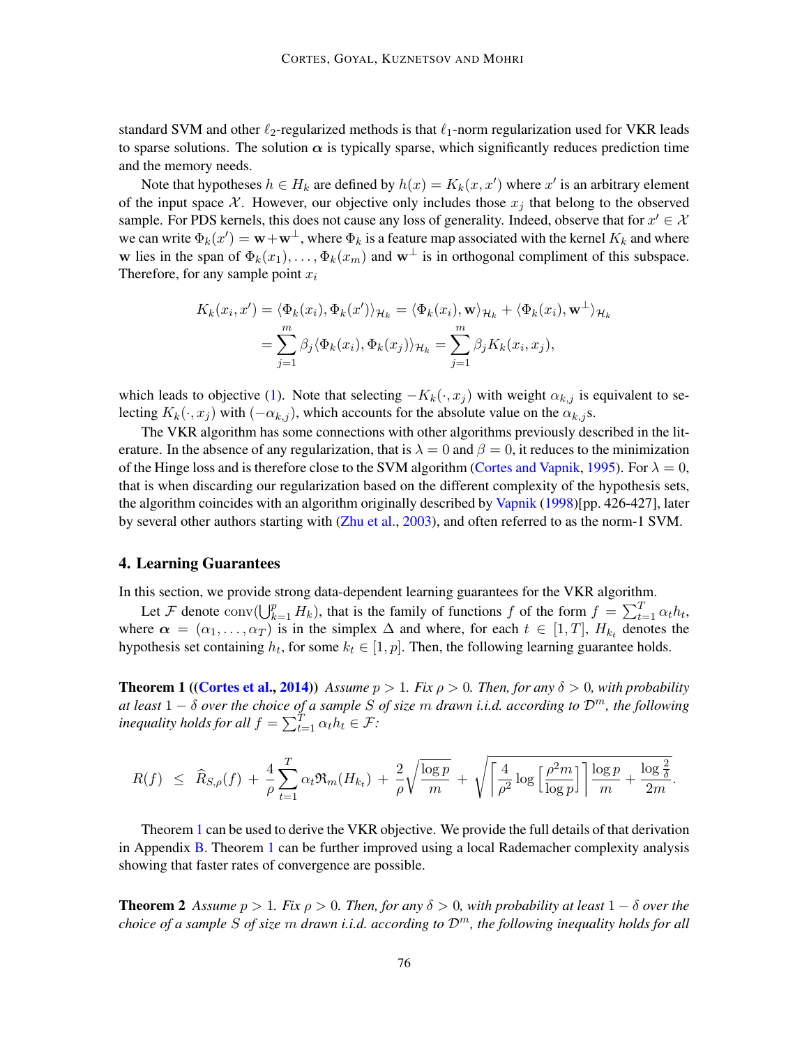standard SVM and other $\ell_2$-regularized methods is that $\ell_1$-norm regularization used for VKR leads to sparse solutions. The solution $\boldsymbol{\alpha}$ is typically sparse, which significantly reduces prediction time and the memory needs.

Note that hypotheses $h \in H_k$ are defined by $h(x) = K_k(x, x')$ where $x'$ is an arbitrary element of the input space $\mathcal{X}$. However, our objective only includes those $x_j$ that belong to the observed sample. For PDS kernels, this does not cause any loss of generality. Indeed, observe that for $x' \in \mathcal{X}$ we can write $\Phi_k(x') = \mathbf{w} + \mathbf{w}^\perp$, where $\Phi_k$ is a feature map associated with the kernel $K_k$ and where $\mathbf{w}$ lies in the span of $\Phi_k(x_1), \ldots, \Phi_k(x_m)$ and $\mathbf{w}^\perp$ is in orthogonal compliment of this subspace. Therefore, for any sample point $x_i$

$$
\begin{aligned}
K_k(x_i, x') &= \langle \Phi_k(x_i), \Phi_k(x') \rangle_{\mathcal{H}_k} = \langle \Phi_k(x_i), \mathbf{w} \rangle_{\mathcal{H}_k} + \langle \Phi_k(x_i), \mathbf{w}^\perp \rangle_{\mathcal{H}_k} \\
&= \sum_{j=1}^{m} \beta_j \langle \Phi_k(x_i), \Phi_k(x_j) \rangle_{\mathcal{H}_k} = \sum_{j=1}^{m} \beta_j K_k(x_i, x_j),
\end{aligned}
$$

which leads to objective (1). Note that selecting $-K_k(\cdot, x_j)$ with weight $\alpha_{k,j}$ is equivalent to selecting $K_k(\cdot, x_j)$ with $(-\alpha_{k,j})$, which accounts for the absolute value on the $\alpha_{k,j}$s.

The VKR algorithm has some connections with other algorithms previously described in the literature. In the absence of any regularization, that is $\lambda = 0$ and $\beta = 0$, it reduces to the minimization of the Hinge loss and is therefore close to the SVM algorithm (Cortes and Vapnik, 1995). For $\lambda = 0$, that is when discarding our regularization based on the different complexity of the hypothesis sets, the algorithm coincides with an algorithm originally described by Vapnik (1998)[pp. 426-427], later by several other authors starting with (Zhu et al., 2003), and often referred to as the norm-1 SVM.

## 4. Learning Guarantees

In this section, we provide strong data-dependent learning guarantees for the VKR algorithm.

Let $\mathcal{F}$ denote $\operatorname{conv}(\bigcup_{k=1}^p H_k)$, that is the family of functions $f$ of the form $f = \sum_{t=1}^T \alpha_t h_t$, where $\boldsymbol{\alpha} = (\alpha_1, \ldots, \alpha_T)$ is in the simplex $\Delta$ and where, for each $t \in [1, T]$, $H_{k_t}$ denotes the hypothesis set containing $h_t$, for some $k_t \in [1, p]$. Then, the following learning guarantee holds.

**Theorem 1** **((Cortes et al., 2014))** *Assume $p > 1$. Fix $\rho > 0$. Then, for any $\delta > 0$, with probability at least $1 - \delta$ over the choice of a sample $S$ of size $m$ drawn i.i.d. according to $\mathcal{D}^m$, the following inequality holds for all $f = \sum_{t=1}^T \alpha_t h_t \in \mathcal{F}$:*

$$
R(f) \;\leq\; \widehat{R}_{S,\rho}(f) + \frac{4}{\rho} \sum_{t=1}^{T} \alpha_t \mathfrak{R}_m(H_{k_t}) + \frac{2}{\rho}\sqrt{\frac{\log p}{m}} + \sqrt{\left\lceil \frac{4}{\rho^2} \log\left[\frac{\rho^2 m}{\log p}\right] \right\rceil \frac{\log p}{m} + \frac{\log \frac{2}{\delta}}{2m}}.
$$

Theorem 1 can be used to derive the VKR objective. We provide the full details of that derivation in Appendix B. Theorem 1 can be further improved using a local Rademacher complexity analysis showing that faster rates of convergence are possible.

**Theorem 2** *Assume $p > 1$. Fix $\rho > 0$. Then, for any $\delta > 0$, with probability at least $1 - \delta$ over the choice of a sample $S$ of size $m$ drawn i.i.d. according to $\mathcal{D}^m$, the following inequality holds for all*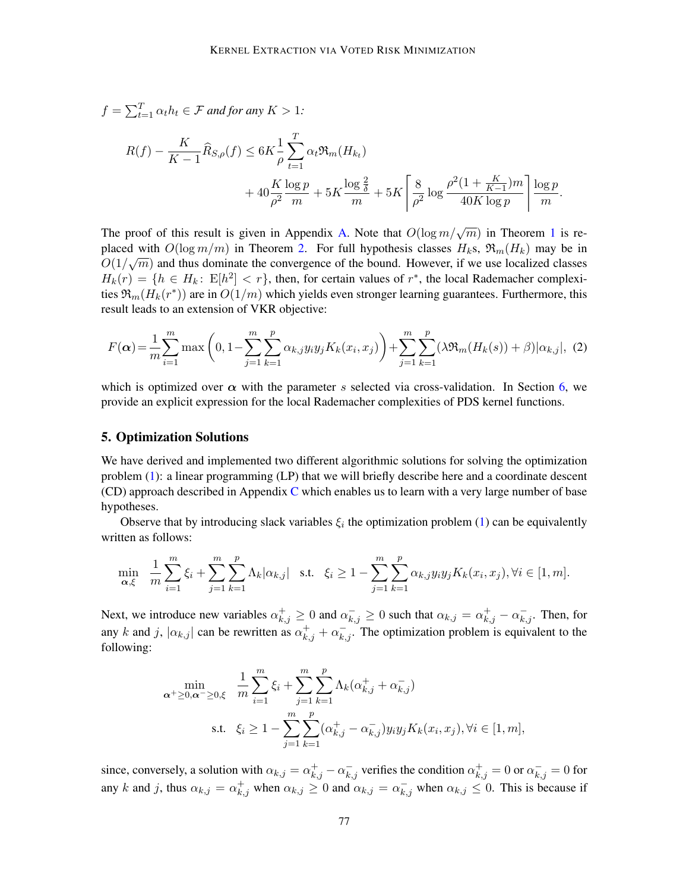$f = \sum_{t=1}^{T} \alpha_t h_t \in \mathcal{F}$ *and for any* $K > 1$*:*

$$R(f) - \frac{K}{K-1}\widehat{R}_{S,\rho}(f) \leq 6K\frac{1}{\rho}\sum_{t=1}^{T}\alpha_t \mathfrak{R}_m(H_{k_t}) + 40\frac{K}{\rho^2}\frac{\log p}{m} + 5K\frac{\log\frac{2}{\delta}}{m} + 5K\left\lceil \frac{8}{\rho^2}\log\frac{\rho^2(1+\frac{K}{K-1})m}{40K\log p}\right\rceil\frac{\log p}{m}.$$

The proof of this result is given in Appendix A. Note that $O(\log m/\sqrt{m})$ in Theorem 1 is replaced with $O(\log m/m)$ in Theorem 2. For full hypothesis classes $H_k$s, $\mathfrak{R}_m(H_k)$ may be in $O(1/\sqrt{m})$ and thus dominate the convergence of the bound. However, if we use localized classes $H_k(r) = \{h \in H_k \colon \mathrm{E}[h^2] < r\}$, then, for certain values of $r^*$, the local Rademacher complexities $\mathfrak{R}_m(H_k(r^*))$ are in $O(1/m)$ which yields even stronger learning guarantees. Furthermore, this result leads to an extension of VKR objective:

$$F(\boldsymbol{\alpha}) = \frac{1}{m}\sum_{i=1}^{m}\max\left(0, 1 - \sum_{j=1}^{m}\sum_{k=1}^{p}\alpha_{k,j}y_i y_j K_k(x_i, x_j)\right) + \sum_{j=1}^{m}\sum_{k=1}^{p}(\lambda\mathfrak{R}_m(H_k(s)) + \beta)|\alpha_{k,j}|, \quad (2)$$

which is optimized over $\boldsymbol{\alpha}$ with the parameter $s$ selected via cross-validation. In Section 6, we provide an explicit expression for the local Rademacher complexities of PDS kernel functions.

## 5. Optimization Solutions

We have derived and implemented two different algorithmic solutions for solving the optimization problem (1): a linear programming (LP) that we will briefly describe here and a coordinate descent (CD) approach described in Appendix C which enables us to learn with a very large number of base hypotheses.

Observe that by introducing slack variables $\xi_i$ the optimization problem (1) can be equivalently written as follows:

$$\min_{\boldsymbol{\alpha},\xi} \quad \frac{1}{m}\sum_{i=1}^{m}\xi_i + \sum_{j=1}^{m}\sum_{k=1}^{p}\Lambda_k|\alpha_{k,j}| \quad \text{s.t.} \quad \xi_i \geq 1 - \sum_{j=1}^{m}\sum_{k=1}^{p}\alpha_{k,j}y_i y_j K_k(x_i, x_j), \forall i \in [1, m].$$

Next, we introduce new variables $\alpha_{k,j}^{+} \geq 0$ and $\alpha_{k,j}^{-} \geq 0$ such that $\alpha_{k,j} = \alpha_{k,j}^{+} - \alpha_{k,j}^{-}$. Then, for any $k$ and $j$, $|\alpha_{k,j}|$ can be rewritten as $\alpha_{k,j}^{+} + \alpha_{k,j}^{-}$. The optimization problem is equivalent to the following:

$$\min_{\boldsymbol{\alpha}^{+}\geq 0, \boldsymbol{\alpha}^{-}\geq 0, \xi} \quad \frac{1}{m}\sum_{i=1}^{m}\xi_i + \sum_{j=1}^{m}\sum_{k=1}^{p}\Lambda_k(\alpha_{k,j}^{+} + \alpha_{k,j}^{-})$$
$$\text{s.t.} \quad \xi_i \geq 1 - \sum_{j=1}^{m}\sum_{k=1}^{p}(\alpha_{k,j}^{+} - \alpha_{k,j}^{-})y_i y_j K_k(x_i, x_j), \forall i \in [1, m],$$

since, conversely, a solution with $\alpha_{k,j} = \alpha_{k,j}^{+} - \alpha_{k,j}^{-}$ verifies the condition $\alpha_{k,j}^{+} = 0$ or $\alpha_{k,j}^{-} = 0$ for any $k$ and $j$, thus $\alpha_{k,j} = \alpha_{k,j}^{+}$ when $\alpha_{k,j} \geq 0$ and $\alpha_{k,j} = \alpha_{k,j}^{-}$ when $\alpha_{k,j} \leq 0$. This is because if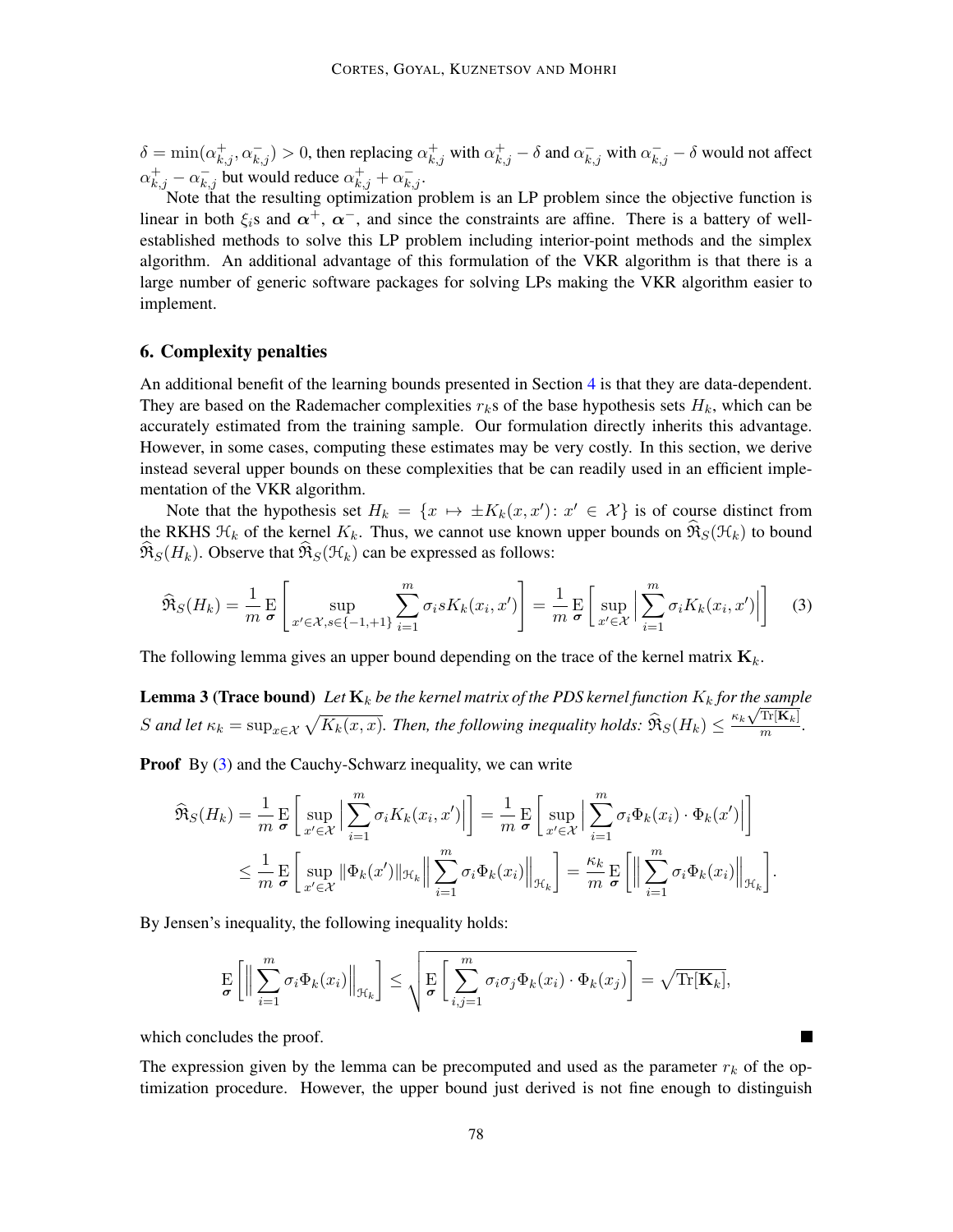$\delta = \min(\alpha^+_{k,j}, \alpha^-_{k,j}) > 0$, then replacing $\alpha^+_{k,j}$ with $\alpha^+_{k,j} - \delta$ and $\alpha^-_{k,j}$ with $\alpha^-_{k,j} - \delta$ would not affect $\alpha^+_{k,j} - \alpha^-_{k,j}$ but would reduce $\alpha^+_{k,j} + \alpha^-_{k,j}$.

Note that the resulting optimization problem is an LP problem since the objective function is linear in both $\xi_i$s and $\boldsymbol{\alpha}^+$, $\boldsymbol{\alpha}^-$, and since the constraints are affine. There is a battery of well-established methods to solve this LP problem including interior-point methods and the simplex algorithm. An additional advantage of this formulation of the VKR algorithm is that there is a large number of generic software packages for solving LPs making the VKR algorithm easier to implement.

## 6. Complexity penalties

An additional benefit of the learning bounds presented in Section 4 is that they are data-dependent. They are based on the Rademacher complexities $r_k$s of the base hypothesis sets $H_k$, which can be accurately estimated from the training sample. Our formulation directly inherits this advantage. However, in some cases, computing these estimates may be very costly. In this section, we derive instead several upper bounds on these complexities that be can readily used in an efficient implementation of the VKR algorithm.

Note that the hypothesis set $H_k = \{x \mapsto \pm K_k(x, x') : x' \in \mathcal{X}\}$ is of course distinct from the RKHS $\mathcal{H}_k$ of the kernel $K_k$. Thus, we cannot use known upper bounds on $\widehat{\mathfrak{R}}_S(\mathcal{H}_k)$ to bound $\widehat{\mathfrak{R}}_S(H_k)$. Observe that $\widehat{\mathfrak{R}}_S(\mathcal{H}_k)$ can be expressed as follows:

$$\widehat{\mathfrak{R}}_S(H_k) = \frac{1}{m} \operatorname*{E}_{\boldsymbol{\sigma}}\left[\sup_{x' \in \mathcal{X}, s \in \{-1,+1\}} \sum_{i=1}^m \sigma_i s K_k(x_i, x')\right] = \frac{1}{m} \operatorname*{E}_{\boldsymbol{\sigma}}\left[\sup_{x' \in \mathcal{X}} \left|\sum_{i=1}^m \sigma_i K_k(x_i, x')\right|\right] \quad (3)$$

The following lemma gives an upper bound depending on the trace of the kernel matrix $\mathbf{K}_k$.

**Lemma 3 (Trace bound)** *Let $\mathbf{K}_k$ be the kernel matrix of the PDS kernel function $K_k$ for the sample $S$ and let $\kappa_k = \sup_{x \in \mathcal{X}} \sqrt{K_k(x, x)}$. Then, the following inequality holds: $\widehat{\mathfrak{R}}_S(H_k) \leq \frac{\kappa_k \sqrt{\operatorname{Tr}[\mathbf{K}_k]}}{m}$.*

**Proof** By (3) and the Cauchy-Schwarz inequality, we can write

$$\begin{aligned}
\widehat{\mathfrak{R}}_S(H_k) &= \frac{1}{m} \operatorname*{E}_{\boldsymbol{\sigma}}\left[\sup_{x' \in \mathcal{X}} \left|\sum_{i=1}^m \sigma_i K_k(x_i, x')\right|\right] = \frac{1}{m} \operatorname*{E}_{\boldsymbol{\sigma}}\left[\sup_{x' \in \mathcal{X}} \left|\sum_{i=1}^m \sigma_i \Phi_k(x_i) \cdot \Phi_k(x')\right|\right] \\
&\leq \frac{1}{m} \operatorname*{E}_{\boldsymbol{\sigma}}\left[\sup_{x' \in \mathcal{X}} \|\Phi_k(x')\|_{\mathcal{H}_k} \left\|\sum_{i=1}^m \sigma_i \Phi_k(x_i)\right\|_{\mathcal{H}_k}\right] = \frac{\kappa_k}{m} \operatorname*{E}_{\boldsymbol{\sigma}}\left[\left\|\sum_{i=1}^m \sigma_i \Phi_k(x_i)\right\|_{\mathcal{H}_k}\right].
\end{aligned}$$

By Jensen's inequality, the following inequality holds:

$$\operatorname*{E}_{\boldsymbol{\sigma}}\left[\left\|\sum_{i=1}^m \sigma_i \Phi_k(x_i)\right\|_{\mathcal{H}_k}\right] \leq \sqrt{\operatorname*{E}_{\boldsymbol{\sigma}}\left[\sum_{i,j=1}^m \sigma_i \sigma_j \Phi_k(x_i) \cdot \Phi_k(x_j)\right]} = \sqrt{\operatorname{Tr}[\mathbf{K}_k]},$$

which concludes the proof. ∎

The expression given by the lemma can be precomputed and used as the parameter $r_k$ of the optimization procedure. However, the upper bound just derived is not fine enough to distinguish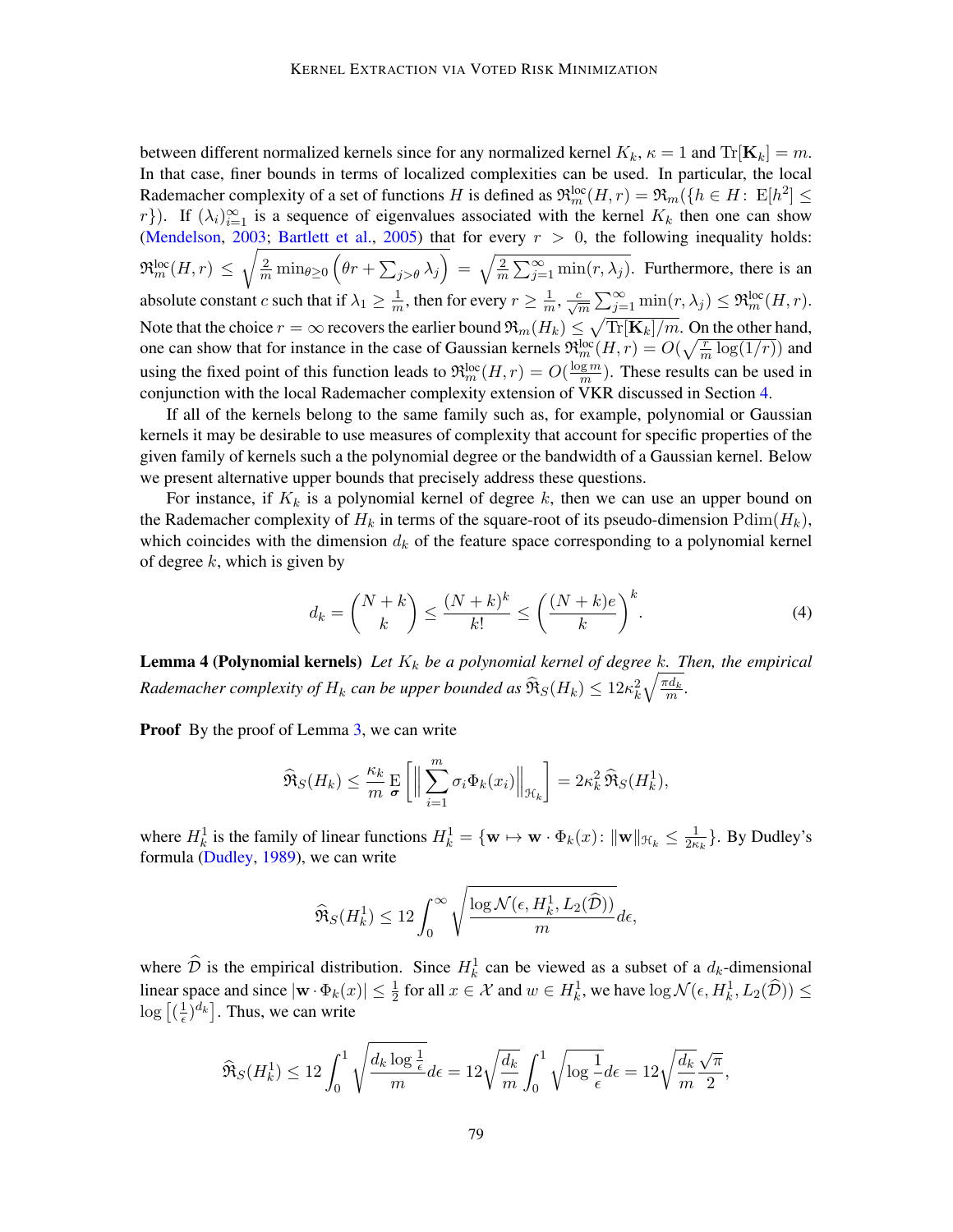between different normalized kernels since for any normalized kernel $K_k$, $\kappa = 1$ and $\text{Tr}[\mathbf{K}_k] = m$. In that case, finer bounds in terms of localized complexities can be used. In particular, the local Rademacher complexity of a set of functions $H$ is defined as $\mathfrak{R}_m^{\text{loc}}(H, r) = \mathfrak{R}_m(\{h \in H \colon \text{E}[h^2] \leq r\})$. If $(\lambda_i)_{i=1}^\infty$ is a sequence of eigenvalues associated with the kernel $K_k$ then one can show (Mendelson, 2003; Bartlett et al., 2005) that for every $r > 0$, the following inequality holds: $\mathfrak{R}_m^{\text{loc}}(H, r) \leq \sqrt{\frac{2}{m} \min_{\theta \geq 0} \left(\theta r + \sum_{j > \theta} \lambda_j\right)} = \sqrt{\frac{2}{m} \sum_{j=1}^\infty \min(r, \lambda_j)}$. Furthermore, there is an absolute constant $c$ such that if $\lambda_1 \geq \frac{1}{m}$, then for every $r \geq \frac{1}{m}$, $\frac{c}{\sqrt{m}} \sum_{j=1}^\infty \min(r, \lambda_j) \leq \mathfrak{R}_m^{\text{loc}}(H, r)$. Note that the choice $r = \infty$ recovers the earlier bound $\mathfrak{R}_m(H_k) \leq \sqrt{\text{Tr}[\mathbf{K}_k]/m}$. On the other hand, one can show that for instance in the case of Gaussian kernels $\mathfrak{R}_m^{\text{loc}}(H, r) = O(\sqrt{\frac{r}{m} \log(1/r)})$ and using the fixed point of this function leads to $\mathfrak{R}_m^{\text{loc}}(H, r) = O(\frac{\log m}{m})$. These results can be used in conjunction with the local Rademacher complexity extension of VKR discussed in Section 4.

If all of the kernels belong to the same family such as, for example, polynomial or Gaussian kernels it may be desirable to use measures of complexity that account for specific properties of the given family of kernels such a the polynomial degree or the bandwidth of a Gaussian kernel. Below we present alternative upper bounds that precisely address these questions.

For instance, if $K_k$ is a polynomial kernel of degree $k$, then we can use an upper bound on the Rademacher complexity of $H_k$ in terms of the square-root of its pseudo-dimension $\text{Pdim}(H_k)$, which coincides with the dimension $d_k$ of the feature space corresponding to a polynomial kernel of degree $k$, which is given by

$$d_k = \binom{N+k}{k} \leq \frac{(N+k)^k}{k!} \leq \left(\frac{(N+k)e}{k}\right)^k. \tag{4}$$

**Lemma 4 (Polynomial kernels)** *Let $K_k$ be a polynomial kernel of degree $k$. Then, the empirical Rademacher complexity of $H_k$ can be upper bounded as $\widehat{\mathfrak{R}}_S(H_k) \leq 12\kappa_k^2 \sqrt{\frac{\pi d_k}{m}}$.*

**Proof** By the proof of Lemma 3, we can write

$$\widehat{\mathfrak{R}}_S(H_k) \leq \frac{\kappa_k}{m} \operatorname*{E}_{\boldsymbol{\sigma}} \left[ \Big\| \sum_{i=1}^m \sigma_i \Phi_k(x_i) \Big\|_{\mathcal{H}_k} \right] = 2\kappa_k^2 \, \widehat{\mathfrak{R}}_S(H_k^1),$$

where $H_k^1$ is the family of linear functions $H_k^1 = \{\mathbf{w} \mapsto \mathbf{w} \cdot \Phi_k(x) \colon \|\mathbf{w}\|_{\mathcal{H}_k} \leq \frac{1}{2\kappa_k}\}$. By Dudley's formula (Dudley, 1989), we can write

$$\widehat{\mathfrak{R}}_S(H_k^1) \leq 12 \int_0^\infty \sqrt{\frac{\log \mathcal{N}(\epsilon, H_k^1, L_2(\widehat{\mathcal{D}}))}{m}} d\epsilon,$$

where $\widehat{\mathcal{D}}$ is the empirical distribution. Since $H_k^1$ can be viewed as a subset of a $d_k$-dimensional linear space and since $|\mathbf{w} \cdot \Phi_k(x)| \leq \frac{1}{2}$ for all $x \in \mathcal{X}$ and $w \in H_k^1$, we have $\log \mathcal{N}(\epsilon, H_k^1, L_2(\widehat{\mathcal{D}})) \leq \log \left[ (\frac{1}{\epsilon})^{d_k} \right]$. Thus, we can write

$$\widehat{\mathfrak{R}}_S(H_k^1) \leq 12 \int_0^1 \sqrt{\frac{d_k \log \frac{1}{\epsilon}}{m}} d\epsilon = 12\sqrt{\frac{d_k}{m}} \int_0^1 \sqrt{\log \frac{1}{\epsilon}} d\epsilon = 12\sqrt{\frac{d_k}{m}} \frac{\sqrt{\pi}}{2},$$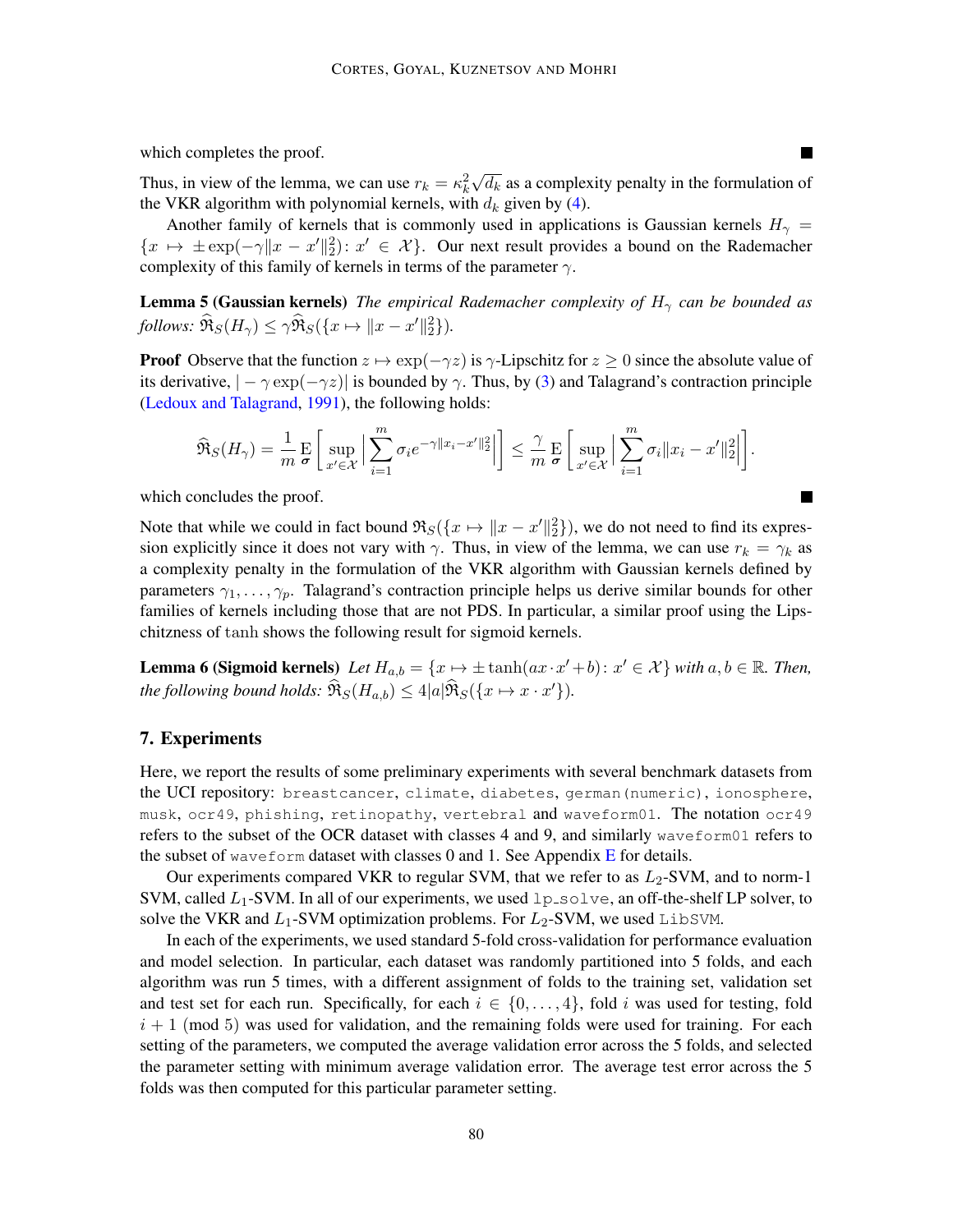which completes the proof. ■

Thus, in view of the lemma, we can use $r_k = \kappa_k^2 \sqrt{d_k}$ as a complexity penalty in the formulation of the VKR algorithm with polynomial kernels, with $d_k$ given by (4).

Another family of kernels that is commonly used in applications is Gaussian kernels $H_\gamma = \{x \mapsto \pm \exp(-\gamma \|x - x'\|_2^2) : x' \in \mathcal{X}\}$. Our next result provides a bound on the Rademacher complexity of this family of kernels in terms of the parameter $\gamma$.

**Lemma 5 (Gaussian kernels)** *The empirical Rademacher complexity of $H_\gamma$ can be bounded as follows: $\widehat{\mathfrak{R}}_S(H_\gamma) \leq \gamma \widehat{\mathfrak{R}}_S(\{x \mapsto \|x - x'\|_2^2\})$.*

**Proof** Observe that the function $z \mapsto \exp(-\gamma z)$ is $\gamma$-Lipschitz for $z \geq 0$ since the absolute value of its derivative, $|-\gamma \exp(-\gamma z)|$ is bounded by $\gamma$. Thus, by (3) and Talagrand's contraction principle (Ledoux and Talagrand, 1991), the following holds:

$$\widehat{\mathfrak{R}}_S(H_\gamma) = \frac{1}{m} \operatorname*{E}_{\boldsymbol{\sigma}} \left[ \sup_{x' \in \mathcal{X}} \left| \sum_{i=1}^m \sigma_i e^{-\gamma \|x_i - x'\|_2^2} \right| \right] \leq \frac{\gamma}{m} \operatorname*{E}_{\boldsymbol{\sigma}} \left[ \sup_{x' \in \mathcal{X}} \left| \sum_{i=1}^m \sigma_i \|x_i - x'\|_2^2 \right| \right].$$

which concludes the proof. ■

Note that while we could in fact bound $\mathfrak{R}_S(\{x \mapsto \|x - x'\|_2^2\})$, we do not need to find its expression explicitly since it does not vary with $\gamma$. Thus, in view of the lemma, we can use $r_k = \gamma_k$ as a complexity penalty in the formulation of the VKR algorithm with Gaussian kernels defined by parameters $\gamma_1, \ldots, \gamma_p$. Talagrand's contraction principle helps us derive similar bounds for other families of kernels including those that are not PDS. In particular, a similar proof using the Lipschitzness of tanh shows the following result for sigmoid kernels.

**Lemma 6 (Sigmoid kernels)** *Let $H_{a,b} = \{x \mapsto \pm \tanh(a x \cdot x' + b) : x' \in \mathcal{X}\}$ with $a, b \in \mathbb{R}$. Then, the following bound holds: $\widehat{\mathfrak{R}}_S(H_{a,b}) \leq 4|a| \widehat{\mathfrak{R}}_S(\{x \mapsto x \cdot x'\})$.*

## 7. Experiments

Here, we report the results of some preliminary experiments with several benchmark datasets from the UCI repository: `breastcancer`, `climate`, `diabetes`, `german(numeric)`, `ionosphere`, `musk`, `ocr49`, `phishing`, `retinopathy`, `vertebral` and `waveform01`. The notation `ocr49` refers to the subset of the OCR dataset with classes 4 and 9, and similarly `waveform01` refers to the subset of `waveform` dataset with classes 0 and 1. See Appendix E for details.

Our experiments compared VKR to regular SVM, that we refer to as $L_2$-SVM, and to norm-1 SVM, called $L_1$-SVM. In all of our experiments, we used `lp_solve`, an off-the-shelf LP solver, to solve the VKR and $L_1$-SVM optimization problems. For $L_2$-SVM, we used `LibSVM`.

In each of the experiments, we used standard 5-fold cross-validation for performance evaluation and model selection. In particular, each dataset was randomly partitioned into 5 folds, and each algorithm was run 5 times, with a different assignment of folds to the training set, validation set and test set for each run. Specifically, for each $i \in \{0, \ldots, 4\}$, fold $i$ was used for testing, fold $i + 1 \pmod 5$ was used for validation, and the remaining folds were used for training. For each setting of the parameters, we computed the average validation error across the 5 folds, and selected the parameter setting with minimum average validation error. The average test error across the 5 folds was then computed for this particular parameter setting.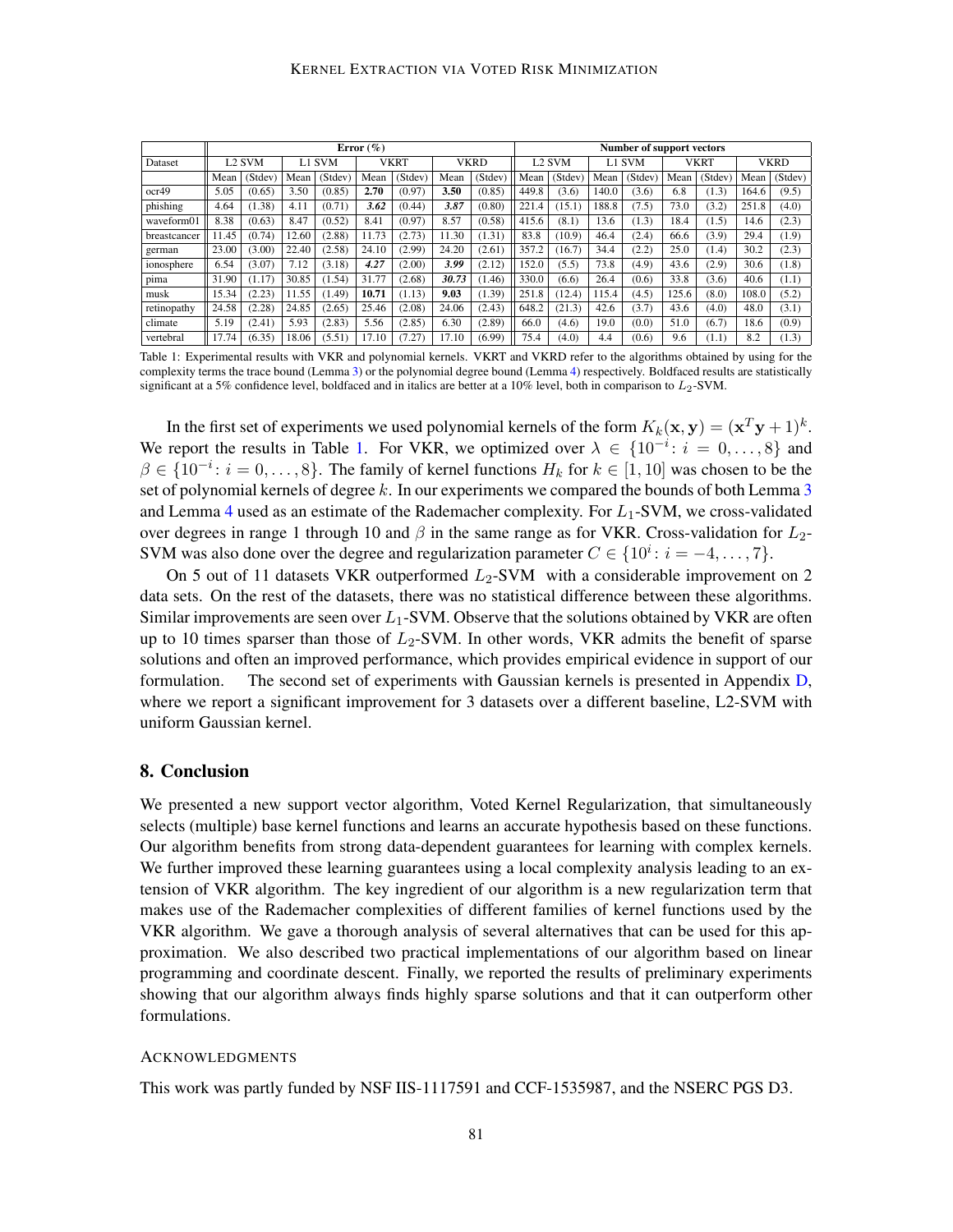| | Error (%) | | | | | | | | Number of support vectors | | | | | | | |
|---|---|---|---|---|---|---|---|---|---|---|---|---|---|---|---|---|
| Dataset | L2 SVM | | L1 SVM | | VKRT | | VKRD | | L2 SVM | | L1 SVM | | VKRT | | VKRD | |
| | Mean | (Stdev) | Mean | (Stdev) | Mean | (Stdev) | Mean | (Stdev) | Mean | (Stdev) | Mean | (Stdev) | Mean | (Stdev) | Mean | (Stdev) |
| ocr49 | 5.05 | (0.65) | 3.50 | (0.85) | **2.70** | (0.97) | **3.50** | (0.85) | 449.8 | (3.6) | 140.0 | (3.6) | 6.8 | (1.3) | 164.6 | (9.5) |
| phishing | 4.64 | (1.38) | 4.11 | (0.71) | ***3.62*** | (0.44) | ***3.87*** | (0.80) | 221.4 | (15.1) | 188.8 | (7.5) | 73.0 | (3.2) | 251.8 | (4.0) |
| waveform01 | 8.38 | (0.63) | 8.47 | (0.52) | 8.41 | (0.97) | 8.57 | (0.58) | 415.6 | (8.1) | 13.6 | (1.3) | 18.4 | (1.5) | 14.6 | (2.3) |
| breastcancer | 11.45 | (0.74) | 12.60 | (2.88) | 11.73 | (2.73) | 11.30 | (1.31) | 83.8 | (10.9) | 46.4 | (2.4) | 66.6 | (3.9) | 29.4 | (1.9) |
| german | 23.00 | (3.00) | 22.40 | (2.58) | 24.10 | (2.99) | 24.20 | (2.61) | 357.2 | (16.7) | 34.4 | (2.2) | 25.0 | (1.4) | 30.2 | (2.3) |
| ionosphere | 6.54 | (3.07) | 7.12 | (3.18) | ***4.27*** | (2.00) | ***3.99*** | (2.12) | 152.0 | (5.5) | 73.8 | (4.9) | 43.6 | (2.9) | 30.6 | (1.8) |
| pima | 31.90 | (1.17) | 30.85 | (1.54) | 31.77 | (2.68) | ***30.73*** | (1.46) | 330.0 | (6.6) | 26.4 | (0.6) | 33.8 | (3.6) | 40.6 | (1.1) |
| musk | 15.34 | (2.23) | 11.55 | (1.49) | **10.71** | (1.13) | **9.03** | (1.39) | 251.8 | (12.4) | 115.4 | (4.5) | 125.6 | (8.0) | 108.0 | (5.2) |
| retinopathy | 24.58 | (2.28) | 24.85 | (2.65) | 25.46 | (2.08) | 24.06 | (2.43) | 648.2 | (21.3) | 42.6 | (3.7) | 43.6 | (4.0) | 48.0 | (3.1) |
| climate | 5.19 | (2.41) | 5.93 | (2.83) | 5.56 | (2.85) | 6.30 | (2.89) | 66.0 | (4.6) | 19.0 | (0.0) | 51.0 | (6.7) | 18.6 | (0.9) |
| vertebral | 17.74 | (6.35) | 18.06 | (5.51) | 17.10 | (7.27) | 17.10 | (6.99) | 75.4 | (4.0) | 4.4 | (0.6) | 9.6 | (1.1) | 8.2 | (1.3) |

Table 1: Experimental results with VKR and polynomial kernels. VKRT and VKRD refer to the algorithms obtained by using for the complexity terms the trace bound (Lemma 3) or the polynomial degree bound (Lemma 4) respectively. Boldfaced results are statistically significant at a 5% confidence level, boldfaced and in italics are better at a 10% level, both in comparison to $L_2$-SVM.

In the first set of experiments we used polynomial kernels of the form $K_k(\mathbf{x}, \mathbf{y}) = (\mathbf{x}^T\mathbf{y} + 1)^k$. We report the results in Table 1. For VKR, we optimized over $\lambda \in \{10^{-i} : i = 0, \ldots, 8\}$ and $\beta \in \{10^{-i} : i = 0, \ldots, 8\}$. The family of kernel functions $H_k$ for $k \in [1, 10]$ was chosen to be the set of polynomial kernels of degree $k$. In our experiments we compared the bounds of both Lemma 3 and Lemma 4 used as an estimate of the Rademacher complexity. For $L_1$-SVM, we cross-validated over degrees in range 1 through 10 and $\beta$ in the same range as for VKR. Cross-validation for $L_2$-SVM was also done over the degree and regularization parameter $C \in \{10^i : i = -4, \ldots, 7\}$.

On 5 out of 11 datasets VKR outperformed $L_2$-SVM with a considerable improvement on 2 data sets. On the rest of the datasets, there was no statistical difference between these algorithms. Similar improvements are seen over $L_1$-SVM. Observe that the solutions obtained by VKR are often up to 10 times sparser than those of $L_2$-SVM. In other words, VKR admits the benefit of sparse solutions and often an improved performance, which provides empirical evidence in support of our formulation. The second set of experiments with Gaussian kernels is presented in Appendix D, where we report a significant improvement for 3 datasets over a different baseline, L2-SVM with uniform Gaussian kernel.

## 8. Conclusion

We presented a new support vector algorithm, Voted Kernel Regularization, that simultaneously selects (multiple) base kernel functions and learns an accurate hypothesis based on these functions. Our algorithm benefits from strong data-dependent guarantees for learning with complex kernels. We further improved these learning guarantees using a local complexity analysis leading to an extension of VKR algorithm. The key ingredient of our algorithm is a new regularization term that makes use of the Rademacher complexities of different families of kernel functions used by the VKR algorithm. We gave a thorough analysis of several alternatives that can be used for this approximation. We also described two practical implementations of our algorithm based on linear programming and coordinate descent. Finally, we reported the results of preliminary experiments showing that our algorithm always finds highly sparse solutions and that it can outperform other formulations.

### Acknowledgments

This work was partly funded by NSF IIS-1117591 and CCF-1535987, and the NSERC PGS D3.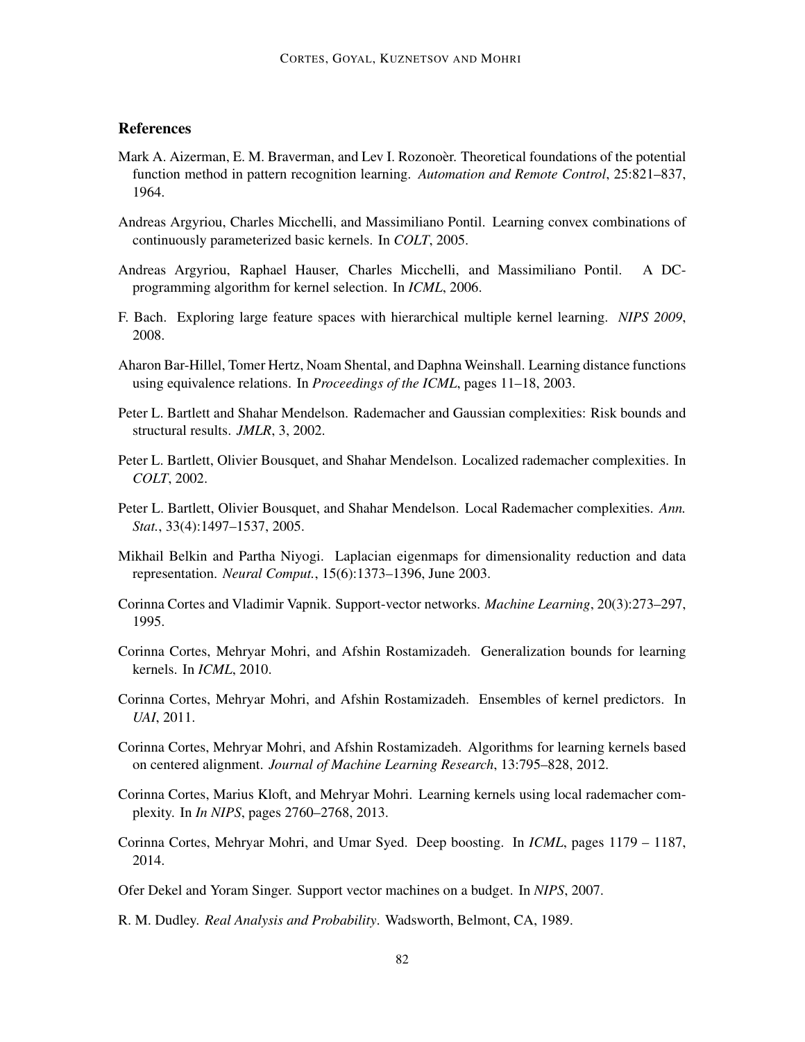## References

Mark A. Aizerman, E. M. Braverman, and Lev I. Rozonoèr. Theoretical foundations of the potential function method in pattern recognition learning. *Automation and Remote Control*, 25:821–837, 1964.

Andreas Argyriou, Charles Micchelli, and Massimiliano Pontil. Learning convex combinations of continuously parameterized basic kernels. In *COLT*, 2005.

Andreas Argyriou, Raphael Hauser, Charles Micchelli, and Massimiliano Pontil. A DC-programming algorithm for kernel selection. In *ICML*, 2006.

F. Bach. Exploring large feature spaces with hierarchical multiple kernel learning. *NIPS 2009*, 2008.

Aharon Bar-Hillel, Tomer Hertz, Noam Shental, and Daphna Weinshall. Learning distance functions using equivalence relations. In *Proceedings of the ICML*, pages 11–18, 2003.

Peter L. Bartlett and Shahar Mendelson. Rademacher and Gaussian complexities: Risk bounds and structural results. *JMLR*, 3, 2002.

Peter L. Bartlett, Olivier Bousquet, and Shahar Mendelson. Localized rademacher complexities. In *COLT*, 2002.

Peter L. Bartlett, Olivier Bousquet, and Shahar Mendelson. Local Rademacher complexities. *Ann. Stat.*, 33(4):1497–1537, 2005.

Mikhail Belkin and Partha Niyogi. Laplacian eigenmaps for dimensionality reduction and data representation. *Neural Comput.*, 15(6):1373–1396, June 2003.

Corinna Cortes and Vladimir Vapnik. Support-vector networks. *Machine Learning*, 20(3):273–297, 1995.

Corinna Cortes, Mehryar Mohri, and Afshin Rostamizadeh. Generalization bounds for learning kernels. In *ICML*, 2010.

Corinna Cortes, Mehryar Mohri, and Afshin Rostamizadeh. Ensembles of kernel predictors. In *UAI*, 2011.

Corinna Cortes, Mehryar Mohri, and Afshin Rostamizadeh. Algorithms for learning kernels based on centered alignment. *Journal of Machine Learning Research*, 13:795–828, 2012.

Corinna Cortes, Marius Kloft, and Mehryar Mohri. Learning kernels using local rademacher complexity. In *In NIPS*, pages 2760–2768, 2013.

Corinna Cortes, Mehryar Mohri, and Umar Syed. Deep boosting. In *ICML*, pages 1179 – 1187, 2014.

Ofer Dekel and Yoram Singer. Support vector machines on a budget. In *NIPS*, 2007.

R. M. Dudley. *Real Analysis and Probability*. Wadsworth, Belmont, CA, 1989.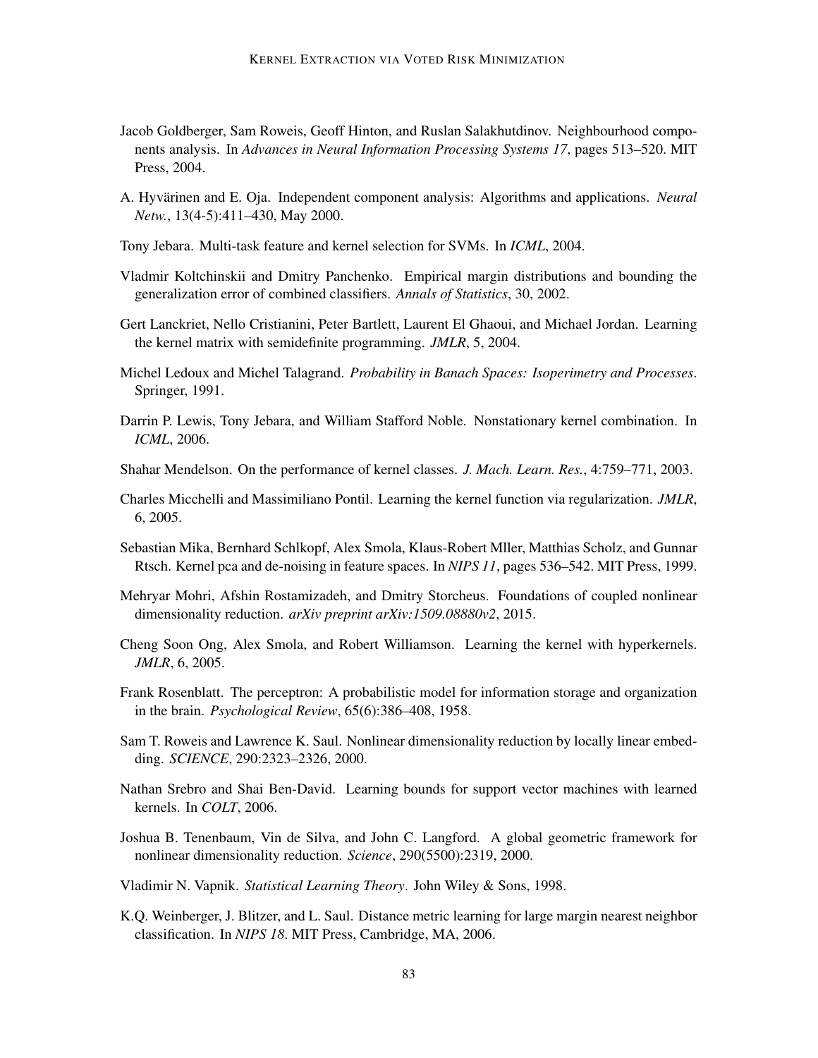Jacob Goldberger, Sam Roweis, Geoff Hinton, and Ruslan Salakhutdinov. Neighbourhood components analysis. In *Advances in Neural Information Processing Systems 17*, pages 513–520. MIT Press, 2004.

A. Hyvärinen and E. Oja. Independent component analysis: Algorithms and applications. *Neural Netw.*, 13(4-5):411–430, May 2000.

Tony Jebara. Multi-task feature and kernel selection for SVMs. In *ICML*, 2004.

Vladmir Koltchinskii and Dmitry Panchenko. Empirical margin distributions and bounding the generalization error of combined classifiers. *Annals of Statistics*, 30, 2002.

Gert Lanckriet, Nello Cristianini, Peter Bartlett, Laurent El Ghaoui, and Michael Jordan. Learning the kernel matrix with semidefinite programming. *JMLR*, 5, 2004.

Michel Ledoux and Michel Talagrand. *Probability in Banach Spaces: Isoperimetry and Processes*. Springer, 1991.

Darrin P. Lewis, Tony Jebara, and William Stafford Noble. Nonstationary kernel combination. In *ICML*, 2006.

Shahar Mendelson. On the performance of kernel classes. *J. Mach. Learn. Res.*, 4:759–771, 2003.

Charles Micchelli and Massimiliano Pontil. Learning the kernel function via regularization. *JMLR*, 6, 2005.

Sebastian Mika, Bernhard Schlkopf, Alex Smola, Klaus-Robert Mller, Matthias Scholz, and Gunnar Rtsch. Kernel pca and de-noising in feature spaces. In *NIPS 11*, pages 536–542. MIT Press, 1999.

Mehryar Mohri, Afshin Rostamizadeh, and Dmitry Storcheus. Foundations of coupled nonlinear dimensionality reduction. *arXiv preprint arXiv:1509.08880v2*, 2015.

Cheng Soon Ong, Alex Smola, and Robert Williamson. Learning the kernel with hyperkernels. *JMLR*, 6, 2005.

Frank Rosenblatt. The perceptron: A probabilistic model for information storage and organization in the brain. *Psychological Review*, 65(6):386–408, 1958.

Sam T. Roweis and Lawrence K. Saul. Nonlinear dimensionality reduction by locally linear embedding. *SCIENCE*, 290:2323–2326, 2000.

Nathan Srebro and Shai Ben-David. Learning bounds for support vector machines with learned kernels. In *COLT*, 2006.

Joshua B. Tenenbaum, Vin de Silva, and John C. Langford. A global geometric framework for nonlinear dimensionality reduction. *Science*, 290(5500):2319, 2000.

Vladimir N. Vapnik. *Statistical Learning Theory*. John Wiley & Sons, 1998.

K.Q. Weinberger, J. Blitzer, and L. Saul. Distance metric learning for large margin nearest neighbor classification. In *NIPS 18*. MIT Press, Cambridge, MA, 2006.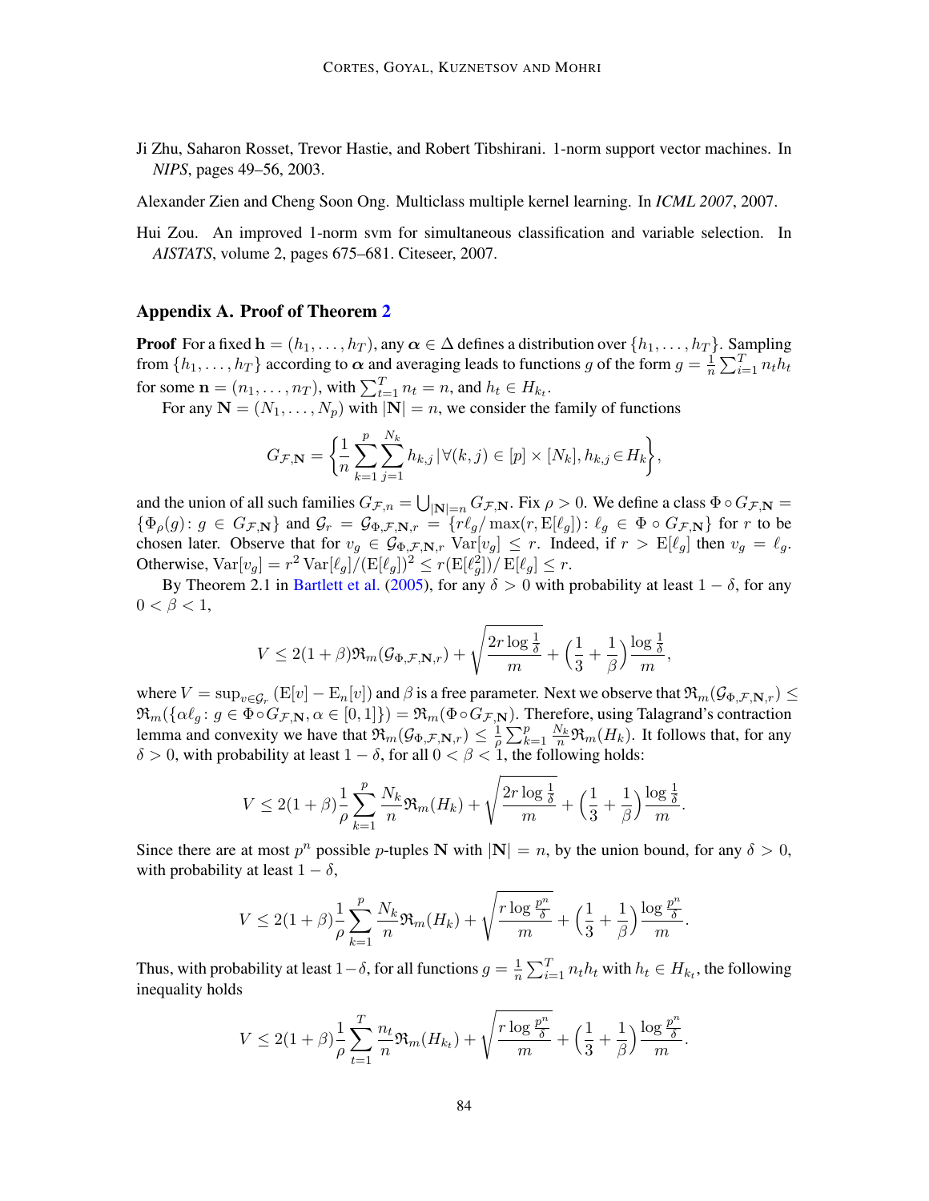Ji Zhu, Saharon Rosset, Trevor Hastie, and Robert Tibshirani. 1-norm support vector machines. In *NIPS*, pages 49–56, 2003.

Alexander Zien and Cheng Soon Ong. Multiclass multiple kernel learning. In *ICML 2007*, 2007.

Hui Zou. An improved 1-norm svm for simultaneous classification and variable selection. In *AISTATS*, volume 2, pages 675–681. Citeseer, 2007.

## Appendix A. Proof of Theorem 2

**Proof** For a fixed $\mathbf{h} = (h_1, \ldots, h_T)$, any $\boldsymbol{\alpha} \in \Delta$ defines a distribution over $\{h_1, \ldots, h_T\}$. Sampling from $\{h_1, \ldots, h_T\}$ according to $\boldsymbol{\alpha}$ and averaging leads to functions $g$ of the form $g = \frac{1}{n}\sum_{i=1}^{T} n_t h_t$ for some $\mathbf{n} = (n_1, \ldots, n_T)$, with $\sum_{t=1}^{T} n_t = n$, and $h_t \in H_{k_t}$.

For any $\mathbf{N} = (N_1, \ldots, N_p)$ with $|\mathbf{N}| = n$, we consider the family of functions

$$G_{\mathcal{F},\mathbf{N}} = \left\{ \frac{1}{n} \sum_{k=1}^{p} \sum_{j=1}^{N_k} h_{k,j} \,|\, \forall (k,j) \in [p] \times [N_k], h_{k,j} \in H_k \right\},$$

and the union of all such families $G_{\mathcal{F},n} = \bigcup_{|\mathbf{N}|=n} G_{\mathcal{F},\mathbf{N}}$. Fix $\rho > 0$. We define a class $\Phi \circ G_{\mathcal{F},\mathbf{N}} = \{\Phi_\rho(g) \colon g \in G_{\mathcal{F},\mathbf{N}}\}$ and $\mathcal{G}_r = \mathcal{G}_{\Phi,\mathcal{F},\mathbf{N},r} = \{r\ell_g / \max(r, \mathrm{E}[\ell_g]) \colon \ell_g \in \Phi \circ G_{\mathcal{F},\mathbf{N}}\}$ for $r$ to be chosen later. Observe that for $v_g \in \mathcal{G}_{\Phi,\mathcal{F},\mathbf{N},r}$ $\mathrm{Var}[v_g] \leq r$. Indeed, if $r > \mathrm{E}[\ell_g]$ then $v_g = \ell_g$. Otherwise, $\mathrm{Var}[v_g] = r^2 \,\mathrm{Var}[\ell_g]/(\mathrm{E}[\ell_g])^2 \leq r(\mathrm{E}[\ell_g^2])/\,\mathrm{E}[\ell_g] \leq r$.

By Theorem 2.1 in Bartlett et al. (2005), for any $\delta > 0$ with probability at least $1 - \delta$, for any $0 < \beta < 1$,

$$V \leq 2(1+\beta)\mathfrak{R}_m(\mathcal{G}_{\Phi,\mathcal{F},\mathbf{N},r}) + \sqrt{\frac{2r \log \frac{1}{\delta}}{m}} + \left(\frac{1}{3} + \frac{1}{\beta}\right)\frac{\log \frac{1}{\delta}}{m},$$

where $V = \sup_{v \in \mathcal{G}_r} (\mathrm{E}[v] - \mathrm{E}_n[v])$ and $\beta$ is a free parameter. Next we observe that $\mathfrak{R}_m(\mathcal{G}_{\Phi,\mathcal{F},\mathbf{N},r}) \leq \mathfrak{R}_m(\{\alpha \ell_g \colon g \in \Phi \circ G_{\mathcal{F},\mathbf{N}}, \alpha \in [0,1]\}) = \mathfrak{R}_m(\Phi \circ G_{\mathcal{F},\mathbf{N}})$. Therefore, using Talagrand's contraction lemma and convexity we have that $\mathfrak{R}_m(\mathcal{G}_{\Phi,\mathcal{F},\mathbf{N},r}) \leq \frac{1}{\rho}\sum_{k=1}^{p} \frac{N_k}{n}\mathfrak{R}_m(H_k)$. It follows that, for any $\delta > 0$, with probability at least $1 - \delta$, for all $0 < \beta < 1$, the following holds:

$$V \leq 2(1+\beta)\frac{1}{\rho}\sum_{k=1}^{p} \frac{N_k}{n}\mathfrak{R}_m(H_k) + \sqrt{\frac{2r \log \frac{1}{\delta}}{m}} + \left(\frac{1}{3} + \frac{1}{\beta}\right)\frac{\log \frac{1}{\delta}}{m}.$$

Since there are at most $p^n$ possible $p$-tuples $\mathbf{N}$ with $|\mathbf{N}| = n$, by the union bound, for any $\delta > 0$, with probability at least $1 - \delta$,

$$V \leq 2(1+\beta)\frac{1}{\rho}\sum_{k=1}^{p} \frac{N_k}{n}\mathfrak{R}_m(H_k) + \sqrt{\frac{r \log \frac{p^n}{\delta}}{m}} + \left(\frac{1}{3} + \frac{1}{\beta}\right)\frac{\log \frac{p^n}{\delta}}{m}.$$

Thus, with probability at least $1-\delta$, for all functions $g = \frac{1}{n}\sum_{i=1}^{T} n_t h_t$ with $h_t \in H_{k_t}$, the following inequality holds

$$V \leq 2(1+\beta)\frac{1}{\rho}\sum_{t=1}^{T} \frac{n_t}{n}\mathfrak{R}_m(H_{k_t}) + \sqrt{\frac{r \log \frac{p^n}{\delta}}{m}} + \left(\frac{1}{3} + \frac{1}{\beta}\right)\frac{\log \frac{p^n}{\delta}}{m}.$$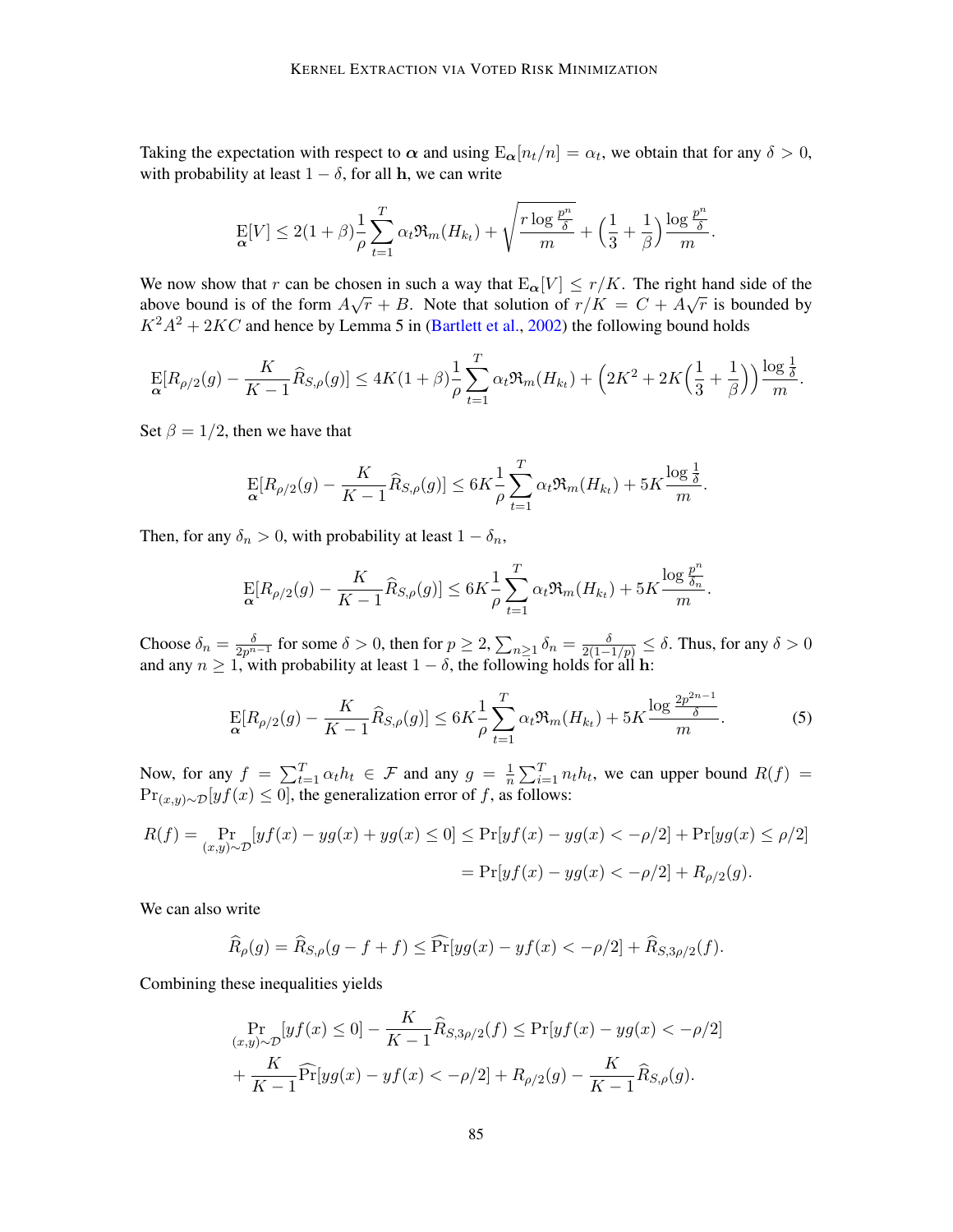Taking the expectation with respect to $\boldsymbol{\alpha}$ and using $\mathrm{E}_{\boldsymbol{\alpha}}[n_t/n] = \alpha_t$, we obtain that for any $\delta > 0$, with probability at least $1 - \delta$, for all $\mathbf{h}$, we can write

$$\mathop{\mathrm{E}}_{\boldsymbol{\alpha}}[V] \leq 2(1+\beta)\frac{1}{\rho}\sum_{t=1}^{T}\alpha_t \mathfrak{R}_m(H_{k_t}) + \sqrt{\frac{r\log\frac{p^n}{\delta}}{m}} + \Big(\frac{1}{3}+\frac{1}{\beta}\Big)\frac{\log\frac{p^n}{\delta}}{m}.$$

We now show that $r$ can be chosen in such a way that $\mathrm{E}_{\boldsymbol{\alpha}}[V] \leq r/K$. The right hand side of the above bound is of the form $A\sqrt{r} + B$. Note that solution of $r/K = C + A\sqrt{r}$ is bounded by $K^2A^2 + 2KC$ and hence by Lemma 5 in (Bartlett et al., 2002) the following bound holds

$$\mathop{\mathrm{E}}_{\boldsymbol{\alpha}}[R_{\rho/2}(g) - \frac{K}{K-1}\widehat{R}_{S,\rho}(g)] \leq 4K(1+\beta)\frac{1}{\rho}\sum_{t=1}^{T}\alpha_t\mathfrak{R}_m(H_{k_t}) + \Big(2K^2 + 2K\Big(\frac{1}{3}+\frac{1}{\beta}\Big)\Big)\frac{\log\frac{1}{\delta}}{m}.$$

Set $\beta = 1/2$, then we have that

$$\mathop{\mathrm{E}}_{\boldsymbol{\alpha}}[R_{\rho/2}(g) - \frac{K}{K-1}\widehat{R}_{S,\rho}(g)] \leq 6K\frac{1}{\rho}\sum_{t=1}^{T}\alpha_t\mathfrak{R}_m(H_{k_t}) + 5K\frac{\log\frac{1}{\delta}}{m}.$$

Then, for any $\delta_n > 0$, with probability at least $1 - \delta_n$,

$$\mathop{\mathrm{E}}_{\boldsymbol{\alpha}}[R_{\rho/2}(g) - \frac{K}{K-1}\widehat{R}_{S,\rho}(g)] \leq 6K\frac{1}{\rho}\sum_{t=1}^{T}\alpha_t\mathfrak{R}_m(H_{k_t}) + 5K\frac{\log\frac{p^n}{\delta_n}}{m}.$$

Choose $\delta_n = \frac{\delta}{2p^{n-1}}$ for some $\delta > 0$, then for $p \geq 2$, $\sum_{n\geq 1}\delta_n = \frac{\delta}{2(1-1/p)} \leq \delta$. Thus, for any $\delta > 0$ and any $n \geq 1$, with probability at least $1 - \delta$, the following holds for all $\mathbf{h}$:

$$\mathop{\mathrm{E}}_{\boldsymbol{\alpha}}[R_{\rho/2}(g) - \frac{K}{K-1}\widehat{R}_{S,\rho}(g)] \leq 6K\frac{1}{\rho}\sum_{t=1}^{T}\alpha_t\mathfrak{R}_m(H_{k_t}) + 5K\frac{\log\frac{2p^{2n-1}}{\delta}}{m}. \tag{5}$$

Now, for any $f = \sum_{t=1}^{T}\alpha_t h_t \in \mathcal{F}$ and any $g = \frac{1}{n}\sum_{i=1}^{T} n_t h_t$, we can upper bound $R(f) = \Pr_{(x,y)\sim\mathcal{D}}[yf(x) \leq 0]$, the generalization error of $f$, as follows:

$$\begin{aligned}R(f) = \Pr_{(x,y)\sim\mathcal{D}}[yf(x) - yg(x) + yg(x) \leq 0] &\leq \Pr[yf(x) - yg(x) < -\rho/2] + \Pr[yg(x) \leq \rho/2]\\ &= \Pr[yf(x) - yg(x) < -\rho/2] + R_{\rho/2}(g).\end{aligned}$$

We can also write

$$\widehat{R}_\rho(g) = \widehat{R}_{S,\rho}(g - f + f) \leq \widehat{\Pr}[yg(x) - yf(x) < -\rho/2] + \widehat{R}_{S,3\rho/2}(f).$$

Combining these inequalities yields

$$\begin{aligned}\Pr_{(x,y)\sim\mathcal{D}}[yf(x) \leq 0] - \frac{K}{K-1}\widehat{R}_{S,3\rho/2}(f) &\leq \Pr[yf(x) - yg(x) < -\rho/2]\\ &+ \frac{K}{K-1}\widehat{\Pr}[yg(x) - yf(x) < -\rho/2] + R_{\rho/2}(g) - \frac{K}{K-1}\widehat{R}_{S,\rho}(g).\end{aligned}$$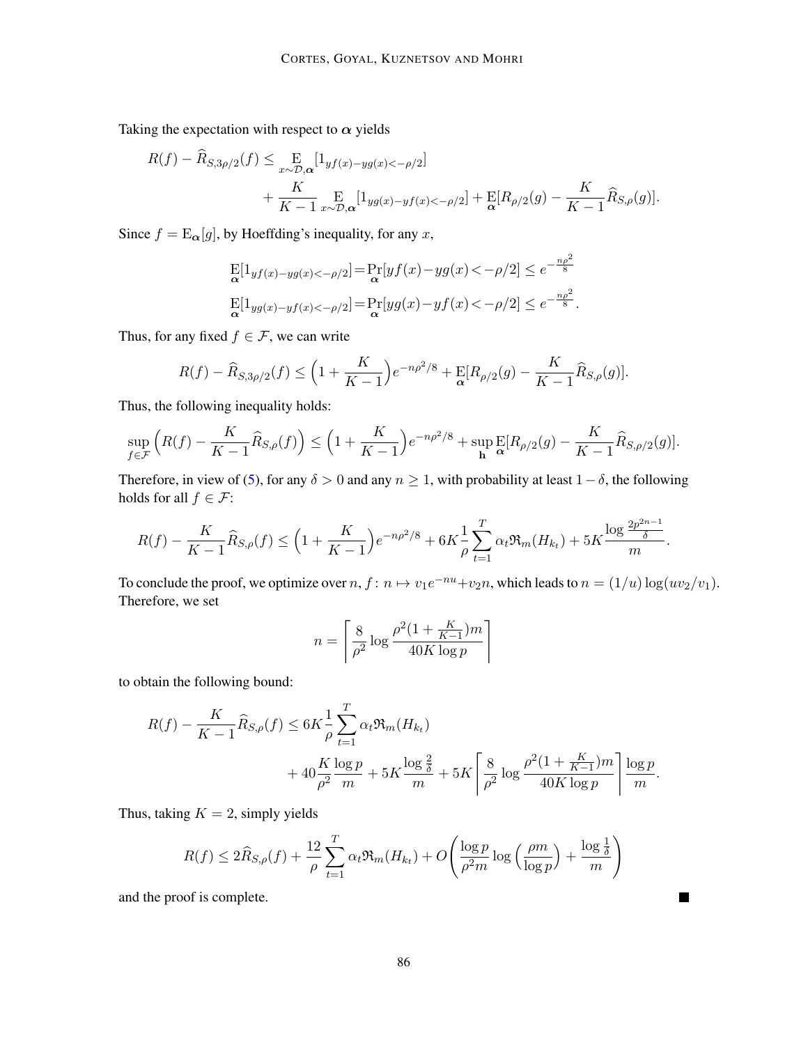Taking the expectation with respect to $\boldsymbol{\alpha}$ yields

$$R(f) - \widehat{R}_{S,3\rho/2}(f) \leq \underset{x\sim\mathcal{D},\boldsymbol{\alpha}}{\mathrm{E}}[1_{yf(x)-yg(x)<-\rho/2}] + \frac{K}{K-1}\underset{x\sim\mathcal{D},\boldsymbol{\alpha}}{\mathrm{E}}[1_{yg(x)-yf(x)<-\rho/2}] + \underset{\boldsymbol{\alpha}}{\mathrm{E}}[R_{\rho/2}(g) - \frac{K}{K-1}\widehat{R}_{S,\rho}(g)].$$

Since $f = \mathrm{E}_{\boldsymbol{\alpha}}[g]$, by Hoeffding's inequality, for any $x$,

$$\underset{\boldsymbol{\alpha}}{\mathrm{E}}[1_{yf(x)-yg(x)<-\rho/2}] = \underset{\boldsymbol{\alpha}}{\mathrm{Pr}}[yf(x)-yg(x)<-\rho/2] \leq e^{-\frac{n\rho^2}{8}}$$

$$\underset{\boldsymbol{\alpha}}{\mathrm{E}}[1_{yg(x)-yf(x)<-\rho/2}] = \underset{\boldsymbol{\alpha}}{\mathrm{Pr}}[yg(x)-yf(x)<-\rho/2] \leq e^{-\frac{n\rho^2}{8}}.$$

Thus, for any fixed $f \in \mathcal{F}$, we can write

$$R(f) - \widehat{R}_{S,3\rho/2}(f) \leq \Big(1 + \frac{K}{K-1}\Big)e^{-n\rho^2/8} + \underset{\boldsymbol{\alpha}}{\mathrm{E}}[R_{\rho/2}(g) - \frac{K}{K-1}\widehat{R}_{S,\rho}(g)].$$

Thus, the following inequality holds:

$$\sup_{f\in\mathcal{F}}\Big(R(f) - \frac{K}{K-1}\widehat{R}_{S,\rho}(f)\Big) \leq \Big(1 + \frac{K}{K-1}\Big)e^{-n\rho^2/8} + \sup_{\mathbf{h}}\underset{\boldsymbol{\alpha}}{\mathrm{E}}[R_{\rho/2}(g) - \frac{K}{K-1}\widehat{R}_{S,\rho/2}(g)].$$

Therefore, in view of (5), for any $\delta > 0$ and any $n \geq 1$, with probability at least $1 - \delta$, the following holds for all $f \in \mathcal{F}$:

$$R(f) - \frac{K}{K-1}\widehat{R}_{S,\rho}(f) \leq \Big(1 + \frac{K}{K-1}\Big)e^{-n\rho^2/8} + 6K\frac{1}{\rho}\sum_{t=1}^{T}\alpha_t\mathfrak{R}_m(H_{k_t}) + 5K\frac{\log\frac{2p^{2n-1}}{\delta}}{m}.$$

To conclude the proof, we optimize over $n$, $f\colon n \mapsto v_1 e^{-nu} + v_2 n$, which leads to $n = (1/u)\log(uv_2/v_1)$. Therefore, we set

$$n = \left\lceil \frac{8}{\rho^2}\log\frac{\rho^2(1+\frac{K}{K-1})m}{40K\log p}\right\rceil$$

to obtain the following bound:

$$R(f) - \frac{K}{K-1}\widehat{R}_{S,\rho}(f) \leq 6K\frac{1}{\rho}\sum_{t=1}^{T}\alpha_t\mathfrak{R}_m(H_{k_t}) + 40\frac{K}{\rho^2}\frac{\log p}{m} + 5K\frac{\log\frac{2}{\delta}}{m} + 5K\left\lceil\frac{8}{\rho^2}\log\frac{\rho^2(1+\frac{K}{K-1})m}{40K\log p}\right\rceil\frac{\log p}{m}.$$

Thus, taking $K = 2$, simply yields

$$R(f) \leq 2\widehat{R}_{S,\rho}(f) + \frac{12}{\rho}\sum_{t=1}^{T}\alpha_t\mathfrak{R}_m(H_{k_t}) + O\left(\frac{\log p}{\rho^2 m}\log\Big(\frac{\rho m}{\log p}\Big) + \frac{\log\frac{1}{\delta}}{m}\right)$$

and the proof is complete. ∎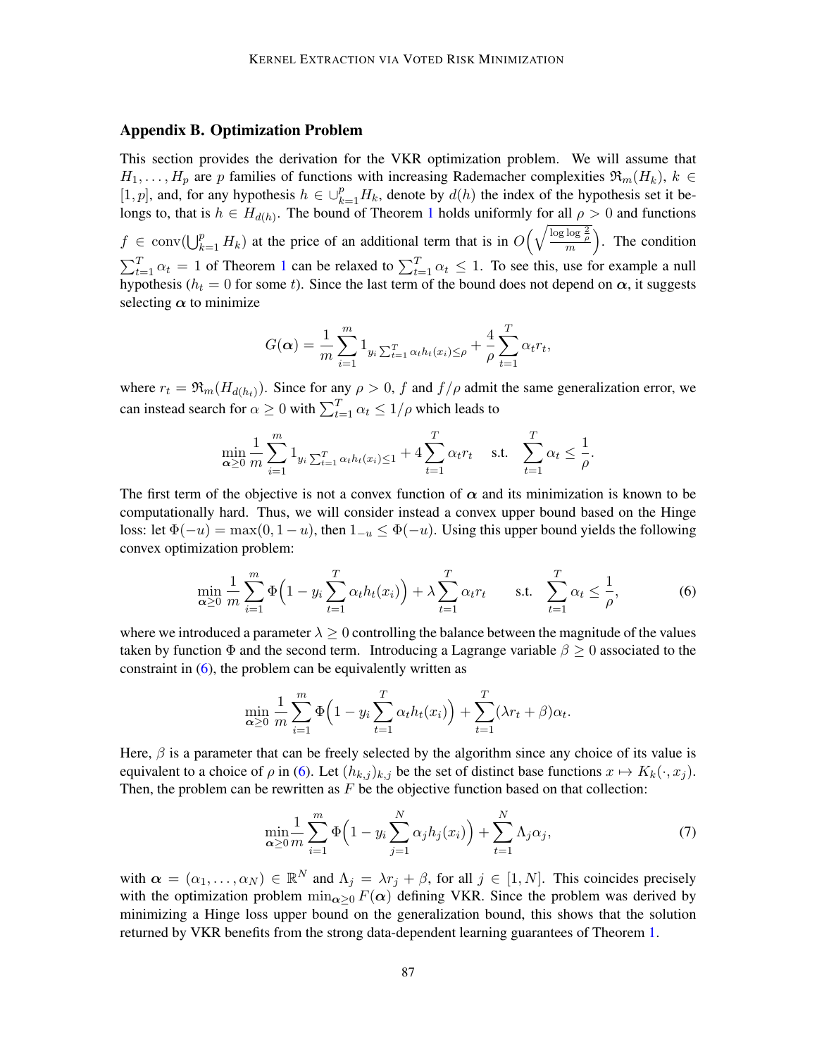## Appendix B. Optimization Problem

This section provides the derivation for the VKR optimization problem. We will assume that $H_1, \ldots, H_p$ are $p$ families of functions with increasing Rademacher complexities $\mathfrak{R}_m(H_k)$, $k \in [1, p]$, and, for any hypothesis $h \in \cup_{k=1}^p H_k$, denote by $d(h)$ the index of the hypothesis set it belongs to, that is $h \in H_{d(h)}$. The bound of Theorem 1 holds uniformly for all $\rho > 0$ and functions $f \in \operatorname{conv}(\bigcup_{k=1}^p H_k)$ at the price of an additional term that is in $O\Big(\sqrt{\frac{\log \log \frac{2}{\rho}}{m}}\Big)$. The condition $\sum_{t=1}^T \alpha_t = 1$ of Theorem 1 can be relaxed to $\sum_{t=1}^T \alpha_t \le 1$. To see this, use for example a null hypothesis ($h_t = 0$ for some $t$). Since the last term of the bound does not depend on $\boldsymbol{\alpha}$, it suggests selecting $\boldsymbol{\alpha}$ to minimize

$$G(\boldsymbol{\alpha}) = \frac{1}{m} \sum_{i=1}^m 1_{y_i \sum_{t=1}^T \alpha_t h_t(x_i) \le \rho} + \frac{4}{\rho} \sum_{t=1}^T \alpha_t r_t,$$

where $r_t = \mathfrak{R}_m(H_{d(h_t)})$. Since for any $\rho > 0$, $f$ and $f/\rho$ admit the same generalization error, we can instead search for $\alpha \ge 0$ with $\sum_{t=1}^T \alpha_t \le 1/\rho$ which leads to

$$\min_{\boldsymbol{\alpha} \ge 0} \frac{1}{m} \sum_{i=1}^m 1_{y_i \sum_{t=1}^T \alpha_t h_t(x_i) \le 1} + 4 \sum_{t=1}^T \alpha_t r_t \quad \text{s.t.} \quad \sum_{t=1}^T \alpha_t \le \frac{1}{\rho}.$$

The first term of the objective is not a convex function of $\boldsymbol{\alpha}$ and its minimization is known to be computationally hard. Thus, we will consider instead a convex upper bound based on the Hinge loss: let $\Phi(-u) = \max(0, 1-u)$, then $1_{-u} \le \Phi(-u)$. Using this upper bound yields the following convex optimization problem:

$$\min_{\boldsymbol{\alpha} \ge 0} \frac{1}{m} \sum_{i=1}^m \Phi\Big(1 - y_i \sum_{t=1}^T \alpha_t h_t(x_i)\Big) + \lambda \sum_{t=1}^T \alpha_t r_t \qquad \text{s.t.} \quad \sum_{t=1}^T \alpha_t \le \frac{1}{\rho}, \tag{6}$$

where we introduced a parameter $\lambda \ge 0$ controlling the balance between the magnitude of the values taken by function $\Phi$ and the second term. Introducing a Lagrange variable $\beta \ge 0$ associated to the constraint in (6), the problem can be equivalently written as

$$\min_{\boldsymbol{\alpha} \ge 0} \frac{1}{m} \sum_{i=1}^m \Phi\Big(1 - y_i \sum_{t=1}^T \alpha_t h_t(x_i)\Big) + \sum_{t=1}^T (\lambda r_t + \beta)\alpha_t.$$

Here, $\beta$ is a parameter that can be freely selected by the algorithm since any choice of its value is equivalent to a choice of $\rho$ in (6). Let $(h_{k,j})_{k,j}$ be the set of distinct base functions $x \mapsto K_k(\cdot, x_j)$. Then, the problem can be rewritten as $F$ be the objective function based on that collection:

$$\min_{\boldsymbol{\alpha} \ge 0} \frac{1}{m} \sum_{i=1}^m \Phi\Big(1 - y_i \sum_{j=1}^N \alpha_j h_j(x_i)\Big) + \sum_{t=1}^N \Lambda_j \alpha_j, \tag{7}$$

with $\boldsymbol{\alpha} = (\alpha_1, \ldots, \alpha_N) \in \mathbb{R}^N$ and $\Lambda_j = \lambda r_j + \beta$, for all $j \in [1, N]$. This coincides precisely with the optimization problem $\min_{\boldsymbol{\alpha} \ge 0} F(\boldsymbol{\alpha})$ defining VKR. Since the problem was derived by minimizing a Hinge loss upper bound on the generalization bound, this shows that the solution returned by VKR benefits from the strong data-dependent learning guarantees of Theorem 1.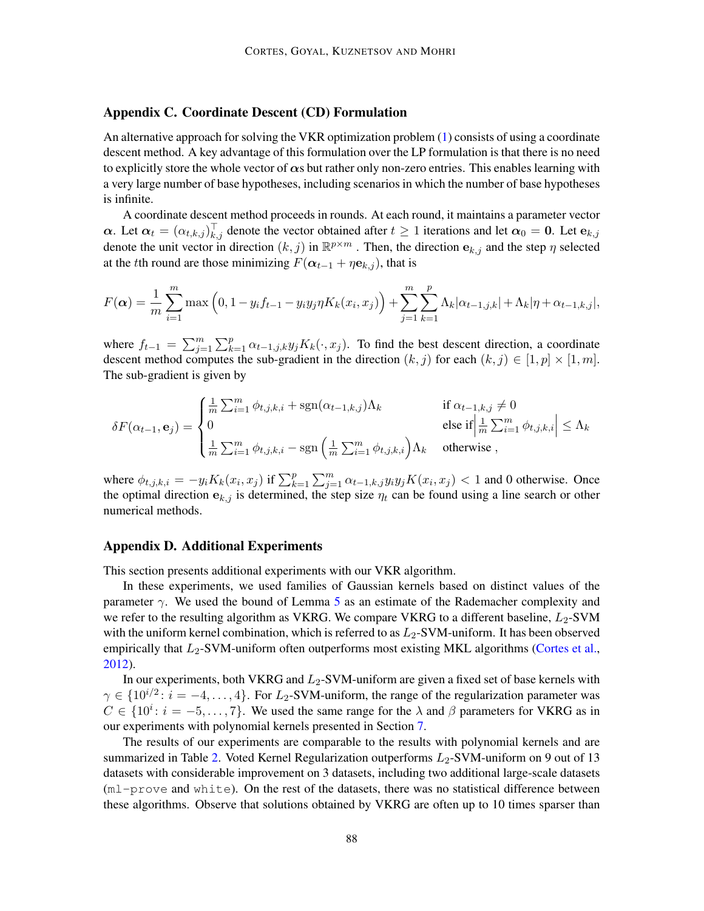## Appendix C. Coordinate Descent (CD) Formulation

An alternative approach for solving the VKR optimization problem (1) consists of using a coordinate descent method. A key advantage of this formulation over the LP formulation is that there is no need to explicitly store the whole vector of $\boldsymbol{\alpha}$s but rather only non-zero entries. This enables learning with a very large number of base hypotheses, including scenarios in which the number of base hypotheses is infinite.

A coordinate descent method proceeds in rounds. At each round, it maintains a parameter vector $\boldsymbol{\alpha}$. Let $\boldsymbol{\alpha}_t = (\alpha_{t,k,j})_{k,j}^\top$ denote the vector obtained after $t \geq 1$ iterations and let $\boldsymbol{\alpha}_0 = \mathbf{0}$. Let $\mathbf{e}_{k,j}$ denote the unit vector in direction $(k, j)$ in $\mathbb{R}^{p \times m}$ . Then, the direction $\mathbf{e}_{k,j}$ and the step $\eta$ selected at the $t$th round are those minimizing $F(\boldsymbol{\alpha}_{t-1} + \eta \mathbf{e}_{k,j})$, that is

$$F(\boldsymbol{\alpha}) = \frac{1}{m} \sum_{i=1}^{m} \max \Big(0, 1 - y_i f_{t-1} - y_i y_j \eta K_k(x_i, x_j)\Big) + \sum_{j=1}^{m} \sum_{k=1}^{p} \Lambda_k |\alpha_{t-1,j,k}| + \Lambda_k |\eta + \alpha_{t-1,k,j}|,$$

where $f_{t-1} = \sum_{j=1}^{m} \sum_{k=1}^{p} \alpha_{t-1,j,k} y_j K_k(\cdot, x_j)$. To find the best descent direction, a coordinate descent method computes the sub-gradient in the direction $(k, j)$ for each $(k, j) \in [1, p] \times [1, m]$. The sub-gradient is given by

$$\delta F(\alpha_{t-1}, \mathbf{e}_j) = \begin{cases} \frac{1}{m} \sum_{i=1}^{m} \phi_{t,j,k,i} + \operatorname{sgn}(\alpha_{t-1,k,j}) \Lambda_k & \text{if } \alpha_{t-1,k,j} \neq 0 \\ 0 & \text{else if} \left| \frac{1}{m} \sum_{i=1}^{m} \phi_{t,j,k,i} \right| \leq \Lambda_k \\ \frac{1}{m} \sum_{i=1}^{m} \phi_{t,j,k,i} - \operatorname{sgn}\left( \frac{1}{m} \sum_{i=1}^{m} \phi_{t,j,k,i} \right) \Lambda_k & \text{otherwise ,} \end{cases}$$

where $\phi_{t,j,k,i} = -y_i K_k(x_i, x_j)$ if $\sum_{k=1}^{p} \sum_{j=1}^{m} \alpha_{t-1,k,j} y_i y_j K(x_i, x_j) < 1$ and 0 otherwise. Once the optimal direction $\mathbf{e}_{k,j}$ is determined, the step size $\eta_t$ can be found using a line search or other numerical methods.

## Appendix D. Additional Experiments

This section presents additional experiments with our VKR algorithm.

In these experiments, we used families of Gaussian kernels based on distinct values of the parameter $\gamma$. We used the bound of Lemma 5 as an estimate of the Rademacher complexity and we refer to the resulting algorithm as VKRG. We compare VKRG to a different baseline, $L_2$-SVM with the uniform kernel combination, which is referred to as $L_2$-SVM-uniform. It has been observed empirically that $L_2$-SVM-uniform often outperforms most existing MKL algorithms (Cortes et al., 2012).

In our experiments, both VKRG and $L_2$-SVM-uniform are given a fixed set of base kernels with $\gamma \in \{10^{i/2} \colon i = -4, \ldots, 4\}$. For $L_2$-SVM-uniform, the range of the regularization parameter was $C \in \{10^i \colon i = -5, \ldots, 7\}$. We used the same range for the $\lambda$ and $\beta$ parameters for VKRG as in our experiments with polynomial kernels presented in Section 7.

The results of our experiments are comparable to the results with polynomial kernels and are summarized in Table 2. Voted Kernel Regularization outperforms $L_2$-SVM-uniform on 9 out of 13 datasets with considerable improvement on 3 datasets, including two additional large-scale datasets (`ml-prove` and `white`). On the rest of the datasets, there was no statistical difference between these algorithms. Observe that solutions obtained by VKRG are often up to 10 times sparser than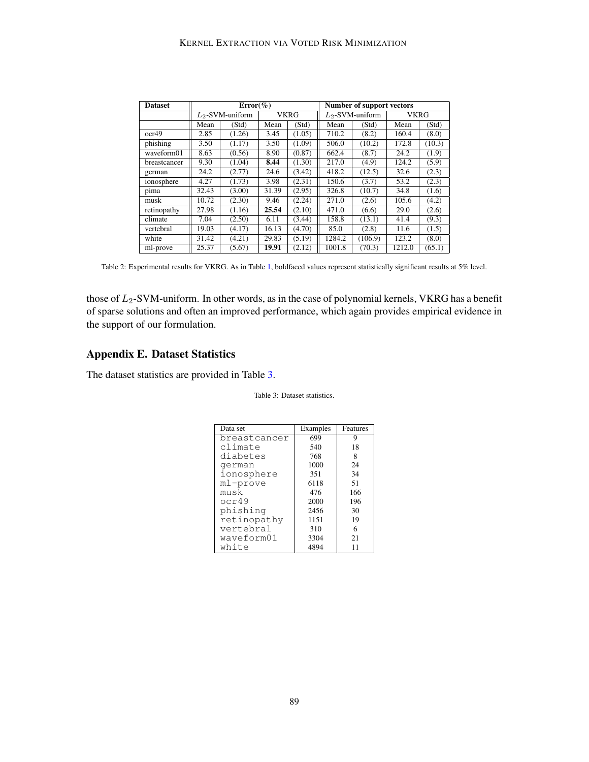| Dataset | Error(%) | | | | Number of support vectors | | | |
|---|---|---|---|---|---|---|---|---|
| | $L_2$-SVM-uniform | | VKRG | | $L_2$-SVM-uniform | | VKRG | |
| | Mean | (Std) | Mean | (Std) | Mean | (Std) | Mean | (Std) |
| ocr49 | 2.85 | (1.26) | 3.45 | (1.05) | 710.2 | (8.2) | 160.4 | (8.0) |
| phishing | 3.50 | (1.17) | 3.50 | (1.09) | 506.0 | (10.2) | 172.8 | (10.3) |
| waveform01 | 8.63 | (0.56) | 8.90 | (0.87) | 662.4 | (8.7) | 24.2 | (1.9) |
| breastcancer | 9.30 | (1.04) | **8.44** | (1.30) | 217.0 | (4.9) | 124.2 | (5.9) |
| german | 24.2 | (2.77) | 24.6 | (3.42) | 418.2 | (12.5) | 32.6 | (2.3) |
| ionosphere | 4.27 | (1.73) | 3.98 | (2.31) | 150.6 | (3.7) | 53.2 | (2.3) |
| pima | 32.43 | (3.00) | 31.39 | (2.95) | 326.8 | (10.7) | 34.8 | (1.6) |
| musk | 10.72 | (2.30) | 9.46 | (2.24) | 271.0 | (2.6) | 105.6 | (4.2) |
| retinopathy | 27.98 | (1.16) | **25.54** | (2.10) | 471.0 | (6.6) | 29.0 | (2.6) |
| climate | 7.04 | (2.50) | 6.11 | (3.44) | 158.8 | (13.1) | 41.4 | (9.3) |
| vertebral | 19.03 | (4.17) | 16.13 | (4.70) | 85.0 | (2.8) | 11.6 | (1.5) |
| white | 31.42 | (4.21) | 29.83 | (5.19) | 1284.2 | (106.9) | 123.2 | (8.0) |
| ml-prove | 25.37 | (5.67) | **19.91** | (2.12) | 1001.8 | (70.3) | 1212.0 | (65.1) |

Table 2: Experimental results for VKRG. As in Table 1, boldfaced values represent statistically significant results at 5% level.

those of $L_2$-SVM-uniform. In other words, as in the case of polynomial kernels, VKRG has a benefit of sparse solutions and often an improved performance, which again provides empirical evidence in the support of our formulation.

## Appendix E. Dataset Statistics

The dataset statistics are provided in Table 3.

Table 3: Dataset statistics.

| Data set | Examples | Features |
|---|---|---|
| breastcancer | 699 | 9 |
| climate | 540 | 18 |
| diabetes | 768 | 8 |
| german | 1000 | 24 |
| ionosphere | 351 | 34 |
| ml-prove | 6118 | 51 |
| musk | 476 | 166 |
| ocr49 | 2000 | 196 |
| phishing | 2456 | 30 |
| retinopathy | 1151 | 19 |
| vertebral | 310 | 6 |
| waveform01 | 3304 | 21 |
| white | 4894 | 11 |